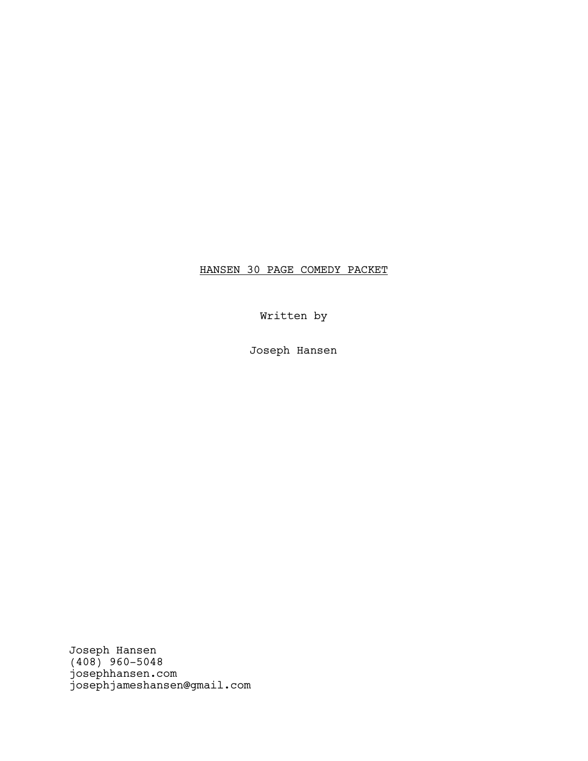<u>HANSEN 30 PAGE COMEDY PACKET</u>

Written by

Joseph Hansen

Joseph Hansen
(408) 960-5048
josephhansen.com
josephjameshansen@gmail.com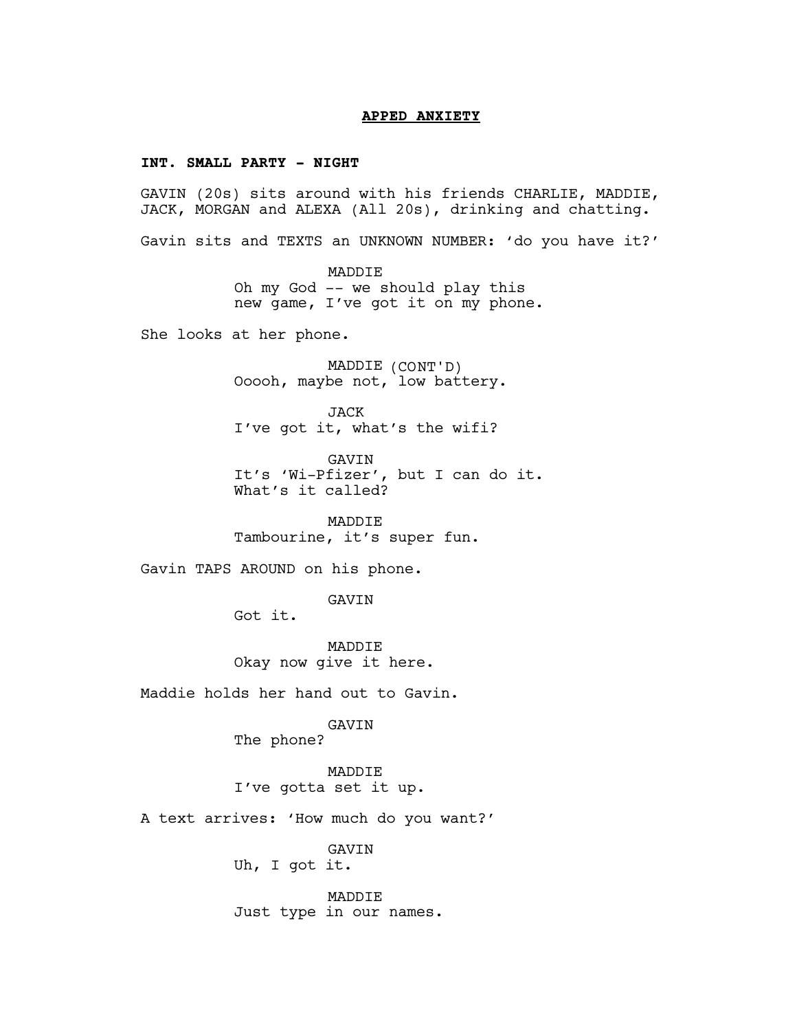**APPED ANXIETY**

**INT. SMALL PARTY - NIGHT**

GAVIN (20s) sits around with his friends CHARLIE, MADDIE, JACK, MORGAN and ALEXA (All 20s), drinking and chatting.

Gavin sits and TEXTS an UNKNOWN NUMBER: ‘do you have it?’

MADDIE
Oh my God -- we should play this new game, I’ve got it on my phone.

She looks at her phone.

MADDIE (CONT'D)
Ooooh, maybe not, low battery.

JACK
I’ve got it, what’s the wifi?

GAVIN
It’s ‘Wi-Pfizer’, but I can do it. What’s it called?

MADDIE
Tambourine, it’s super fun.

Gavin TAPS AROUND on his phone.

GAVIN
Got it.

MADDIE
Okay now give it here.

Maddie holds her hand out to Gavin.

GAVIN
The phone?

MADDIE
I’ve gotta set it up.

A text arrives: ‘How much do you want?’

GAVIN
Uh, I got it.

MADDIE
Just type in our names.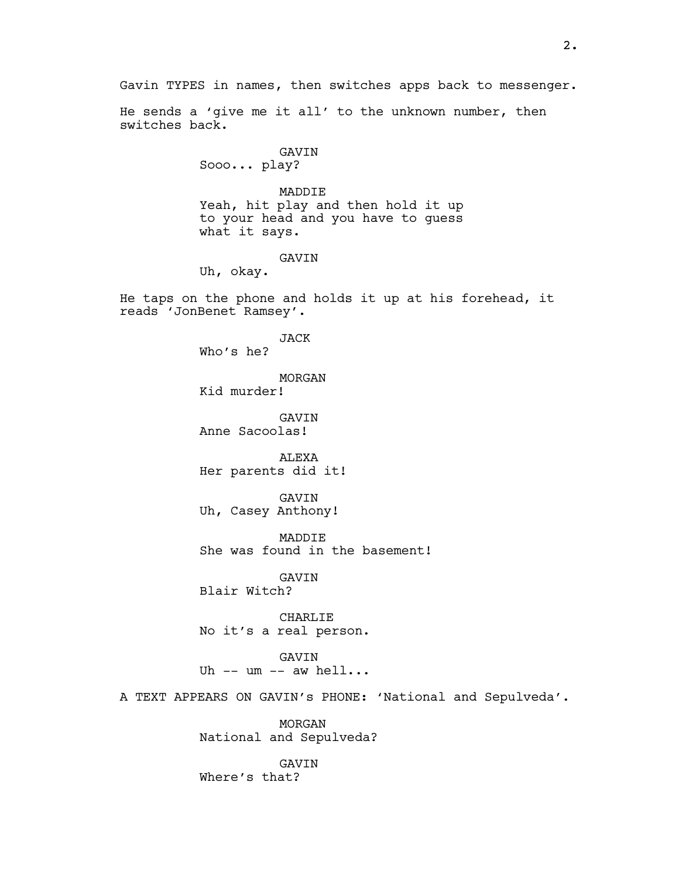Gavin TYPES in names, then switches apps back to messenger.

He sends a 'give me it all' to the unknown number, then switches back.

GAVIN
Sooo... play?

MADDIE
Yeah, hit play and then hold it up to your head and you have to guess what it says.

GAVIN
Uh, okay.

He taps on the phone and holds it up at his forehead, it reads 'JonBenet Ramsey'.

JACK
Who's he?

MORGAN
Kid murder!

GAVIN
Anne Sacoolas!

ALEXA
Her parents did it!

GAVIN
Uh, Casey Anthony!

MADDIE
She was found in the basement!

GAVIN
Blair Witch?

CHARLIE
No it's a real person.

GAVIN
Uh -- um -- aw hell...

A TEXT APPEARS ON GAVIN's PHONE: 'National and Sepulveda'.

MORGAN
National and Sepulveda?

GAVIN
Where's that?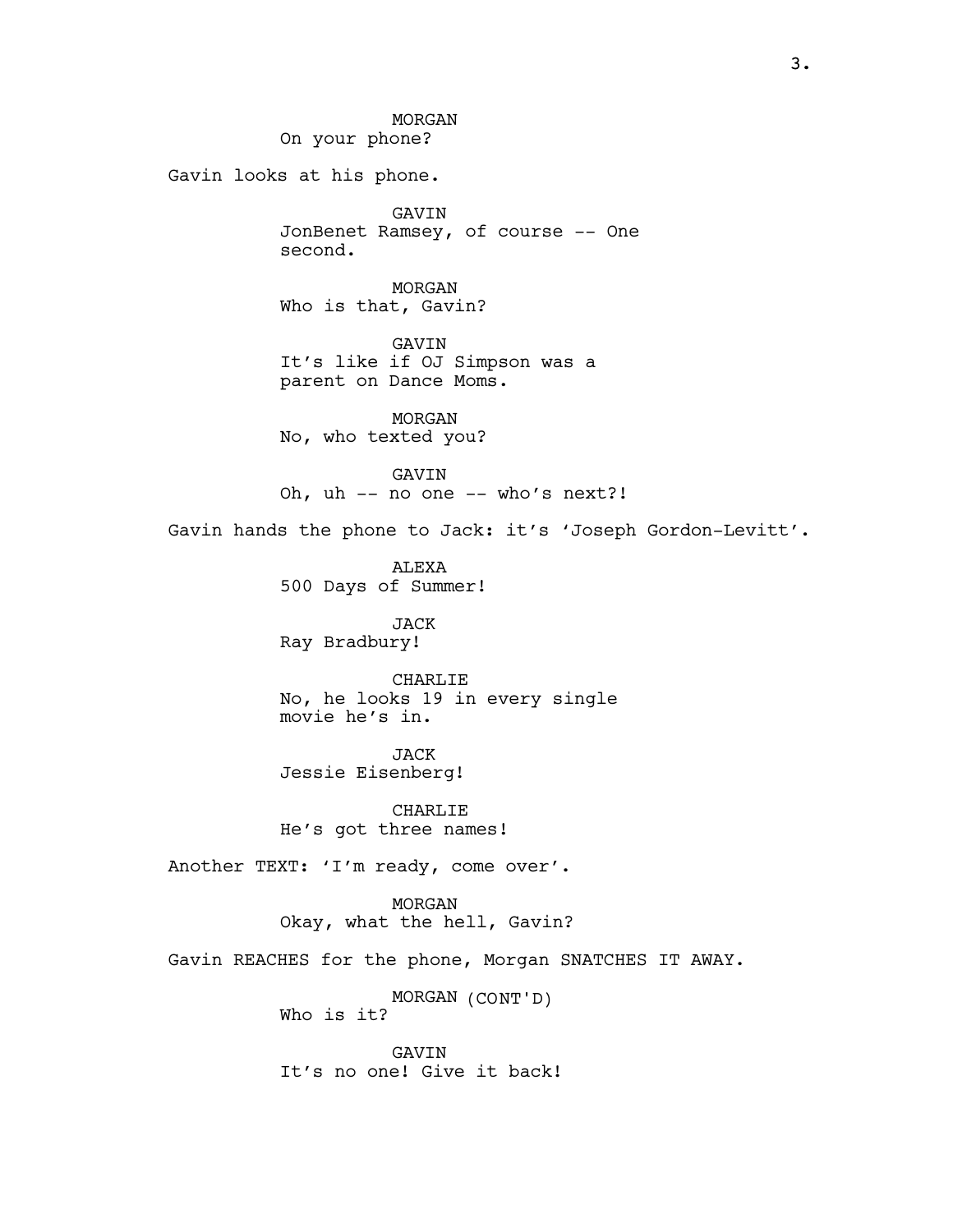MORGAN
On your phone?

Gavin looks at his phone.

GAVIN
JonBenet Ramsey, of course -- One second.

MORGAN
Who is that, Gavin?

GAVIN
It's like if OJ Simpson was a parent on Dance Moms.

MORGAN
No, who texted you?

GAVIN
Oh, uh -- no one -- who's next?!

Gavin hands the phone to Jack: it's 'Joseph Gordon-Levitt'.

ALEXA
500 Days of Summer!

JACK
Ray Bradbury!

CHARLIE
No, he looks 19 in every single movie he's in.

JACK
Jessie Eisenberg!

CHARLIE
He's got three names!

Another TEXT: 'I'm ready, come over'.

MORGAN
Okay, what the hell, Gavin?

Gavin REACHES for the phone, Morgan SNATCHES IT AWAY.

MORGAN (CONT'D)
Who is it?

GAVIN
It's no one! Give it back!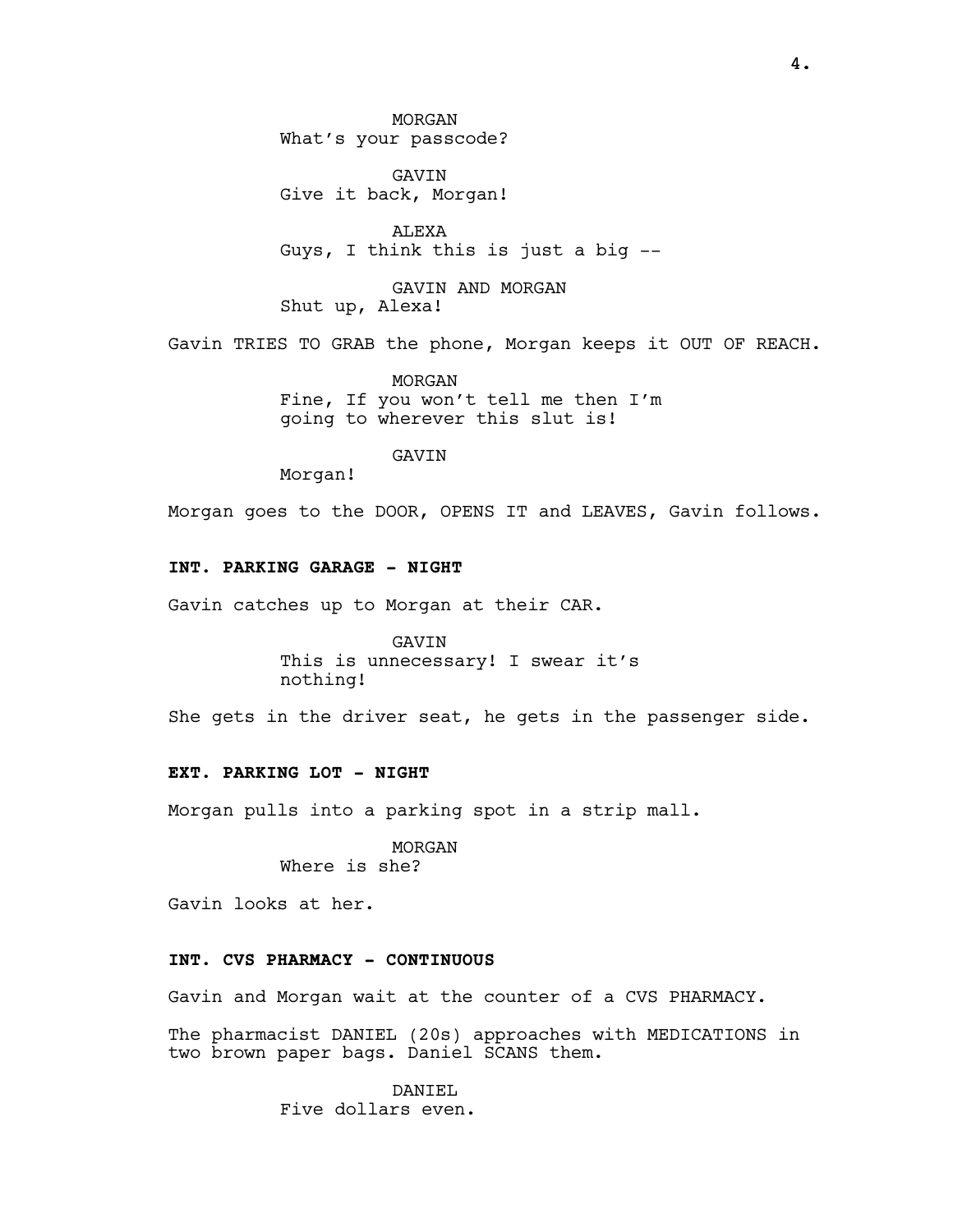MORGAN
What's your passcode?

GAVIN
Give it back, Morgan!

ALEXA
Guys, I think this is just a big --

GAVIN AND MORGAN
Shut up, Alexa!

Gavin TRIES TO GRAB the phone, Morgan keeps it OUT OF REACH.

MORGAN
Fine, If you won't tell me then I'm going to wherever this slut is!

GAVIN
Morgan!

Morgan goes to the DOOR, OPENS IT and LEAVES, Gavin follows.

**INT. PARKING GARAGE - NIGHT**

Gavin catches up to Morgan at their CAR.

GAVIN
This is unnecessary! I swear it's nothing!

She gets in the driver seat, he gets in the passenger side.

**EXT. PARKING LOT - NIGHT**

Morgan pulls into a parking spot in a strip mall.

MORGAN
Where is she?

Gavin looks at her.

**INT. CVS PHARMACY - CONTINUOUS**

Gavin and Morgan wait at the counter of a CVS PHARMACY.

The pharmacist DANIEL (20s) approaches with MEDICATIONS in two brown paper bags. Daniel SCANS them.

DANIEL
Five dollars even.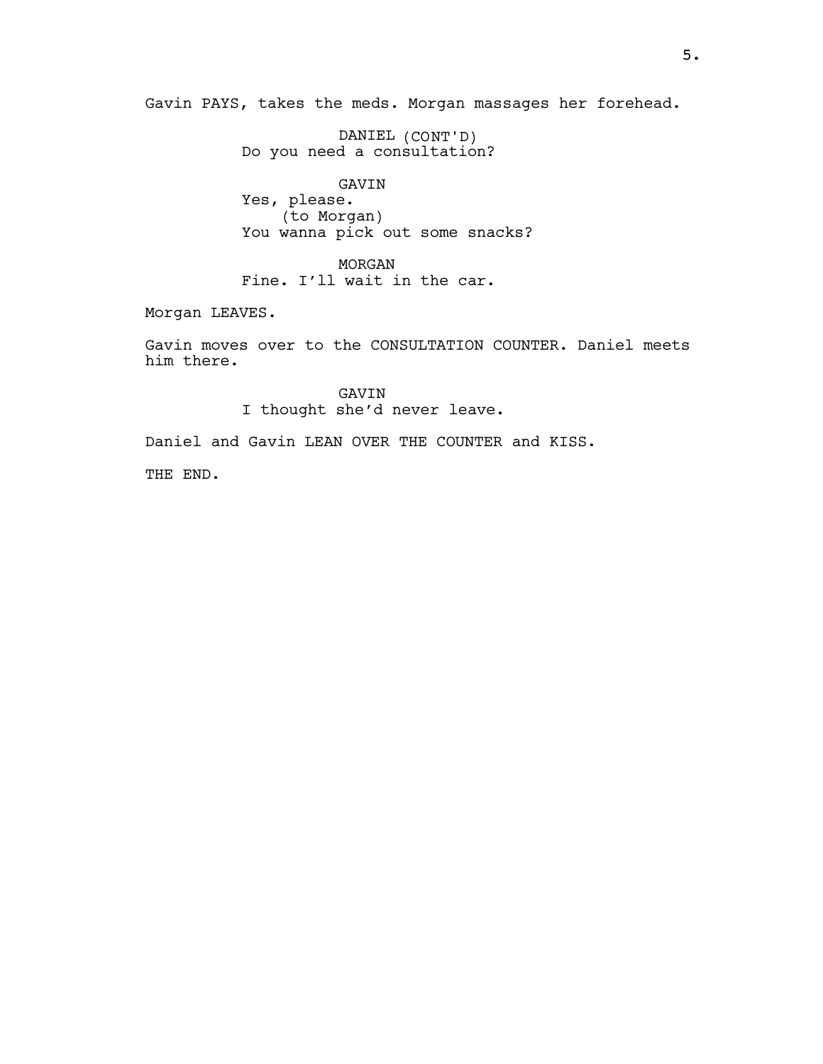Gavin PAYS, takes the meds. Morgan massages her forehead.

DANIEL (CONT'D)
Do you need a consultation?

GAVIN
Yes, please.
(to Morgan)
You wanna pick out some snacks?

MORGAN
Fine. I'll wait in the car.

Morgan LEAVES.

Gavin moves over to the CONSULTATION COUNTER. Daniel meets him there.

GAVIN
I thought she'd never leave.

Daniel and Gavin LEAN OVER THE COUNTER and KISS.

THE END.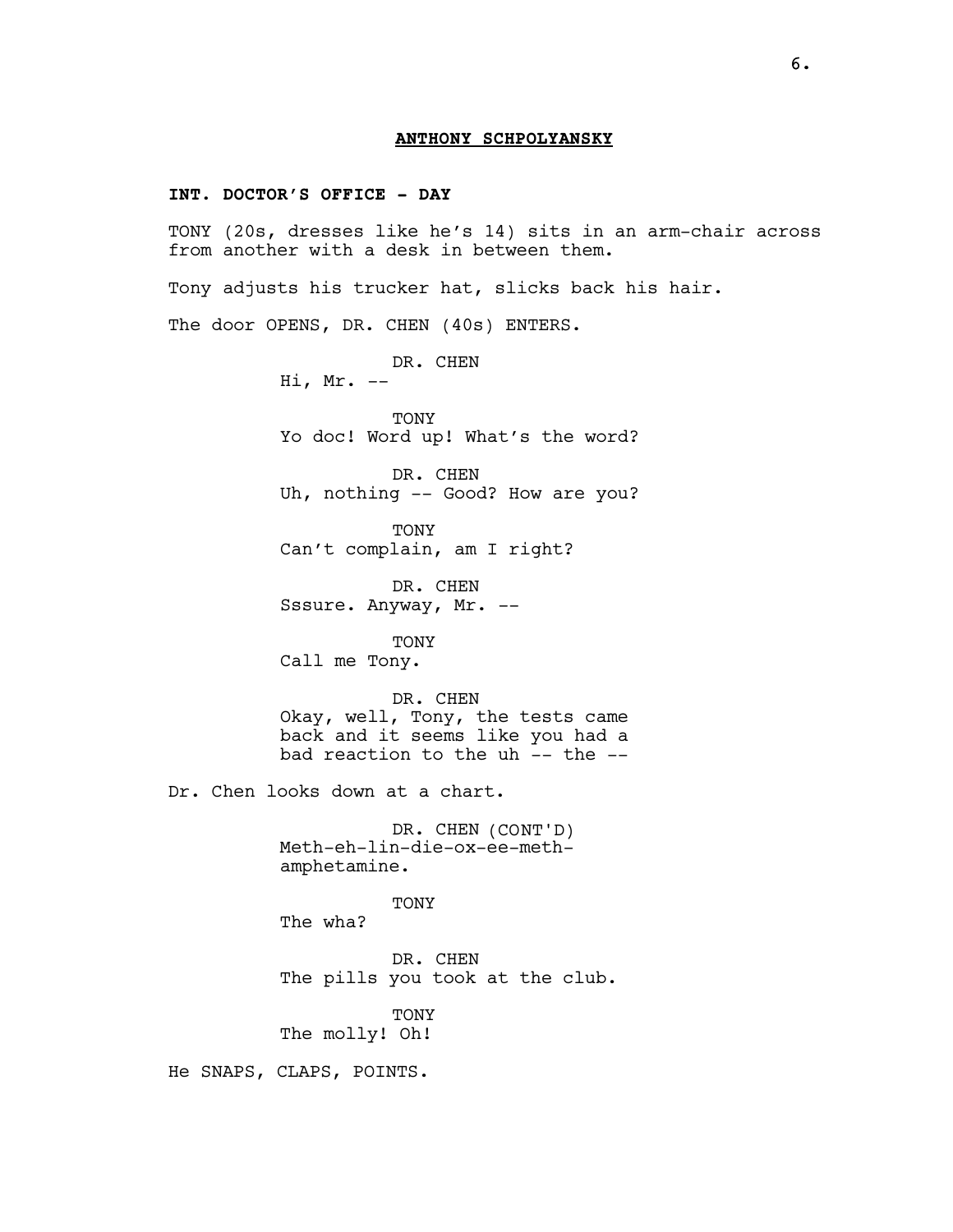**ANTHONY SCHPOLYANSKY**

**INT. DOCTOR'S OFFICE - DAY**

TONY (20s, dresses like he's 14) sits in an arm-chair across from another with a desk in between them.

Tony adjusts his trucker hat, slicks back his hair.

The door OPENS, DR. CHEN (40s) ENTERS.

DR. CHEN
Hi, Mr. --

TONY
Yo doc! Word up! What's the word?

DR. CHEN
Uh, nothing -- Good? How are you?

TONY
Can't complain, am I right?

DR. CHEN
Sssure. Anyway, Mr. --

TONY
Call me Tony.

DR. CHEN
Okay, well, Tony, the tests came back and it seems like you had a bad reaction to the uh -- the --

Dr. Chen looks down at a chart.

DR. CHEN (CONT'D)
Meth-eh-lin-die-ox-ee-meth-amphetamine.

TONY
The wha?

DR. CHEN
The pills you took at the club.

TONY
The molly! Oh!

He SNAPS, CLAPS, POINTS.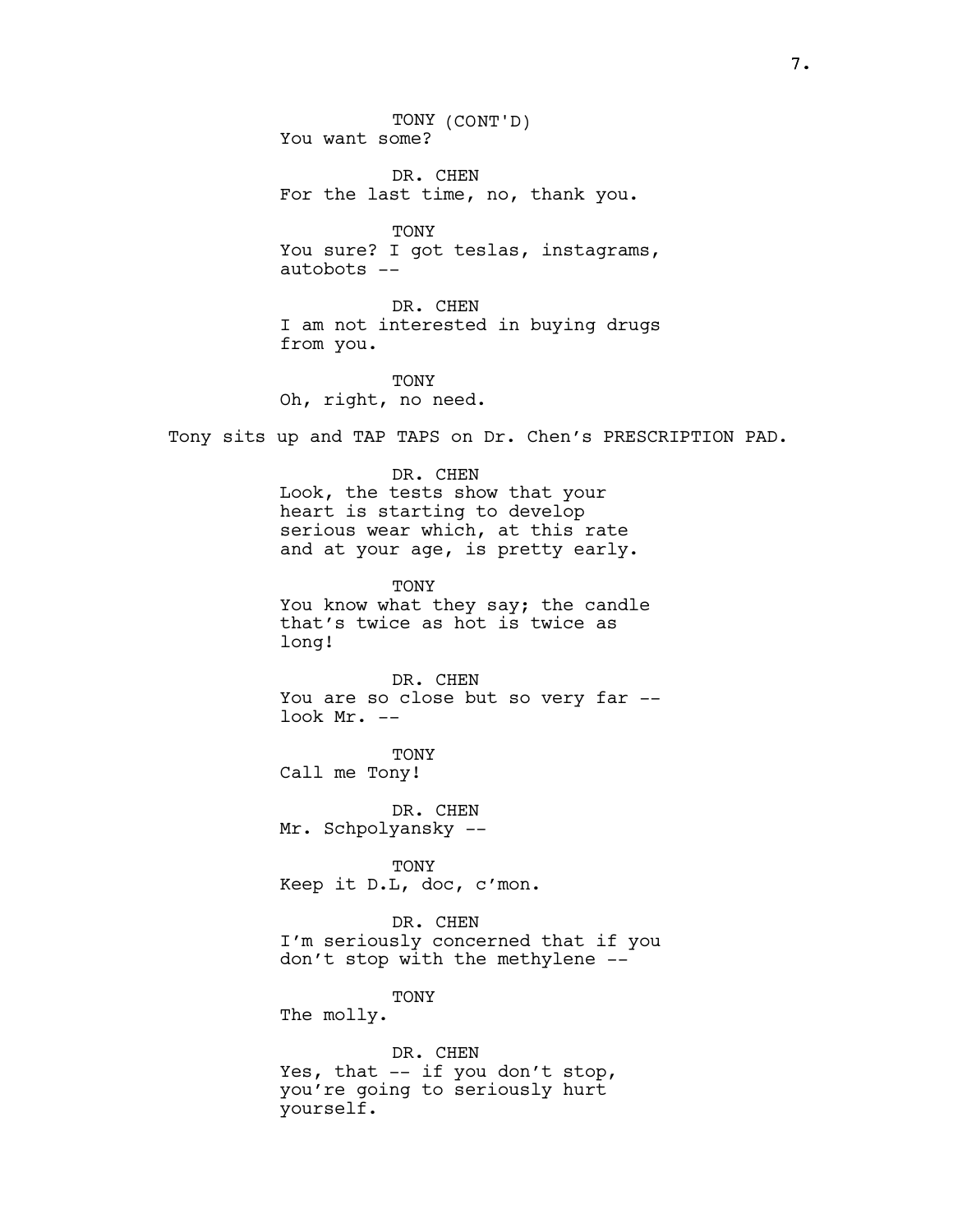TONY (CONT'D)
You want some?

DR. CHEN
For the last time, no, thank you.

TONY
You sure? I got teslas, instagrams, autobots --

DR. CHEN
I am not interested in buying drugs from you.

TONY
Oh, right, no need.

Tony sits up and TAP TAPS on Dr. Chen's PRESCRIPTION PAD.

DR. CHEN
Look, the tests show that your heart is starting to develop serious wear which, at this rate and at your age, is pretty early.

TONY
You know what they say; the candle that's twice as hot is twice as long!

DR. CHEN
You are so close but so very far -- look Mr. --

TONY
Call me Tony!

DR. CHEN
Mr. Schpolyansky --

TONY
Keep it D.L, doc, c'mon.

DR. CHEN
I'm seriously concerned that if you don't stop with the methylene --

TONY
The molly.

DR. CHEN
Yes, that -- if you don't stop, you're going to seriously hurt yourself.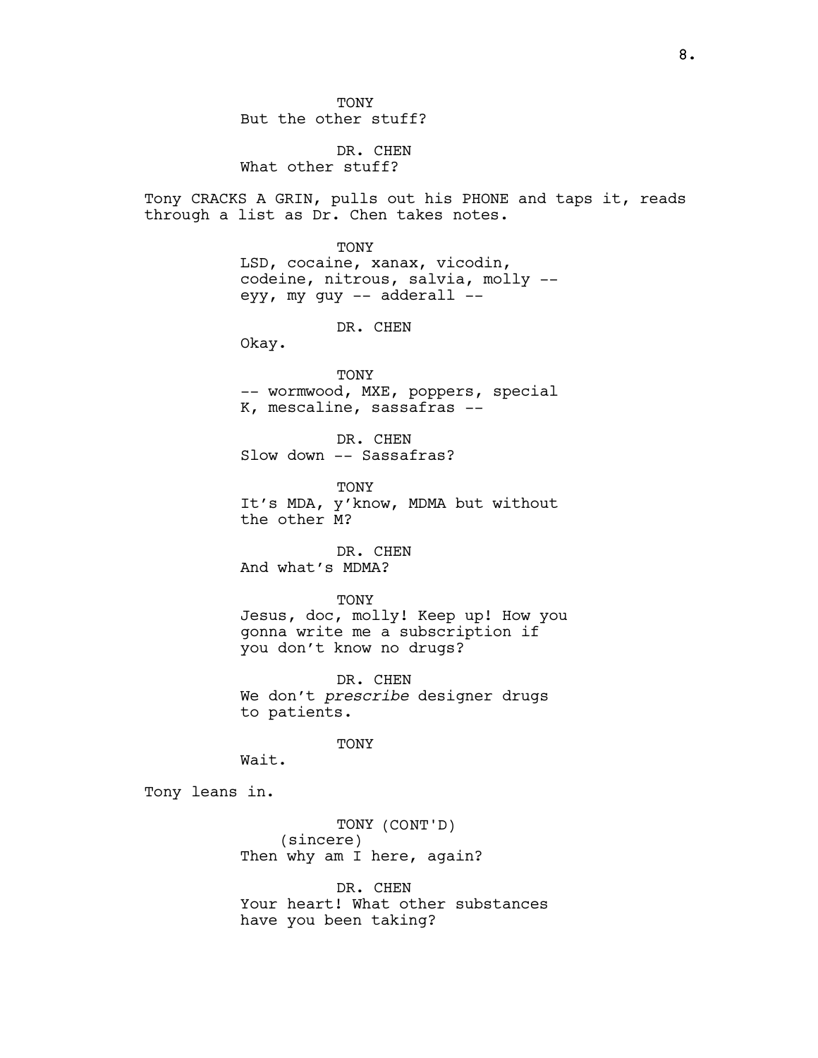TONY
But the other stuff?

DR. CHEN
What other stuff?

Tony CRACKS A GRIN, pulls out his PHONE and taps it, reads through a list as Dr. Chen takes notes.

TONY
LSD, cocaine, xanax, vicodin, codeine, nitrous, salvia, molly -- eyy, my guy -- adderall --

DR. CHEN
Okay.

TONY
-- wormwood, MXE, poppers, special K, mescaline, sassafras --

DR. CHEN
Slow down -- Sassafras?

TONY
It's MDA, y'know, MDMA but without the other M?

DR. CHEN
And what's MDMA?

TONY
Jesus, doc, molly! Keep up! How you gonna write me a subscription if you don't know no drugs?

DR. CHEN
We don't *prescribe* designer drugs to patients.

TONY
Wait.

Tony leans in.

TONY (CONT'D)
(sincere)
Then why am I here, again?

DR. CHEN
Your heart! What other substances have you been taking?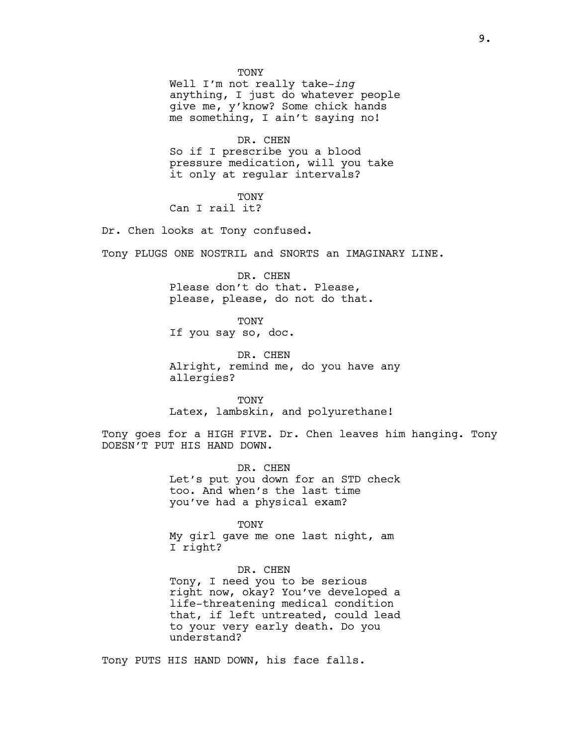TONY
Well I'm not really take-*ing* anything, I just do whatever people give me, y'know? Some chick hands me something, I ain't saying no!

DR. CHEN
So if I prescribe you a blood pressure medication, will you take it only at regular intervals?

TONY
Can I rail it?

Dr. Chen looks at Tony confused.

Tony PLUGS ONE NOSTRIL and SNORTS an IMAGINARY LINE.

DR. CHEN
Please don't do that. Please, please, please, do not do that.

TONY
If you say so, doc.

DR. CHEN
Alright, remind me, do you have any allergies?

TONY
Latex, lambskin, and polyurethane!

Tony goes for a HIGH FIVE. Dr. Chen leaves him hanging. Tony DOESN'T PUT HIS HAND DOWN.

DR. CHEN
Let's put you down for an STD check too. And when's the last time you've had a physical exam?

TONY
My girl gave me one last night, am I right?

DR. CHEN
Tony, I need you to be serious right now, okay? You've developed a life-threatening medical condition that, if left untreated, could lead to your very early death. Do you understand?

Tony PUTS HIS HAND DOWN, his face falls.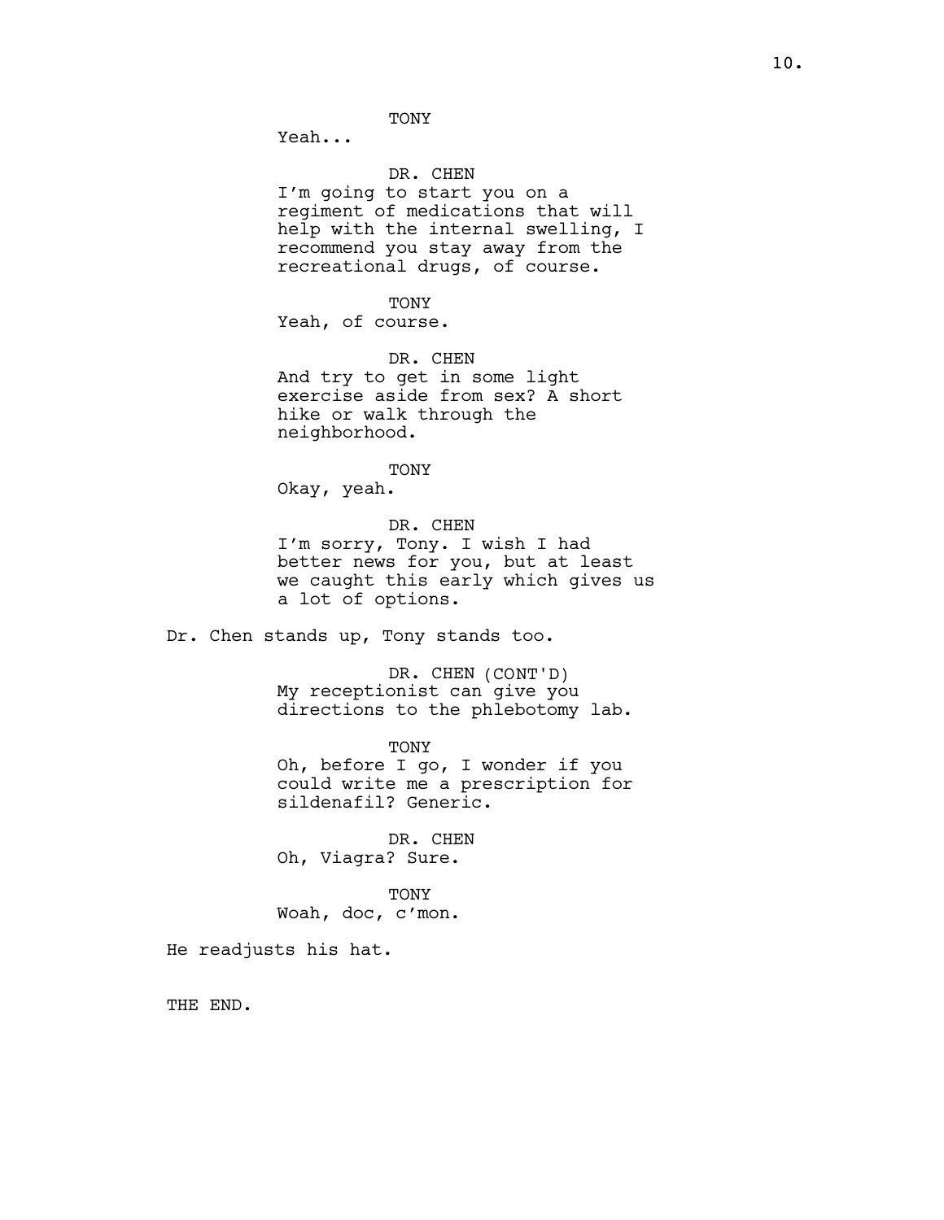TONY

Yeah...

DR. CHEN

I'm going to start you on a regiment of medications that will help with the internal swelling, I recommend you stay away from the recreational drugs, of course.

TONY

Yeah, of course.

DR. CHEN

And try to get in some light exercise aside from sex? A short hike or walk through the neighborhood.

TONY

Okay, yeah.

DR. CHEN

I'm sorry, Tony. I wish I had better news for you, but at least we caught this early which gives us a lot of options.

Dr. Chen stands up, Tony stands too.

DR. CHEN (CONT'D)

My receptionist can give you directions to the phlebotomy lab.

TONY

Oh, before I go, I wonder if you could write me a prescription for sildenafil? Generic.

DR. CHEN

Oh, Viagra? Sure.

TONY

Woah, doc, c'mon.

He readjusts his hat.

THE END.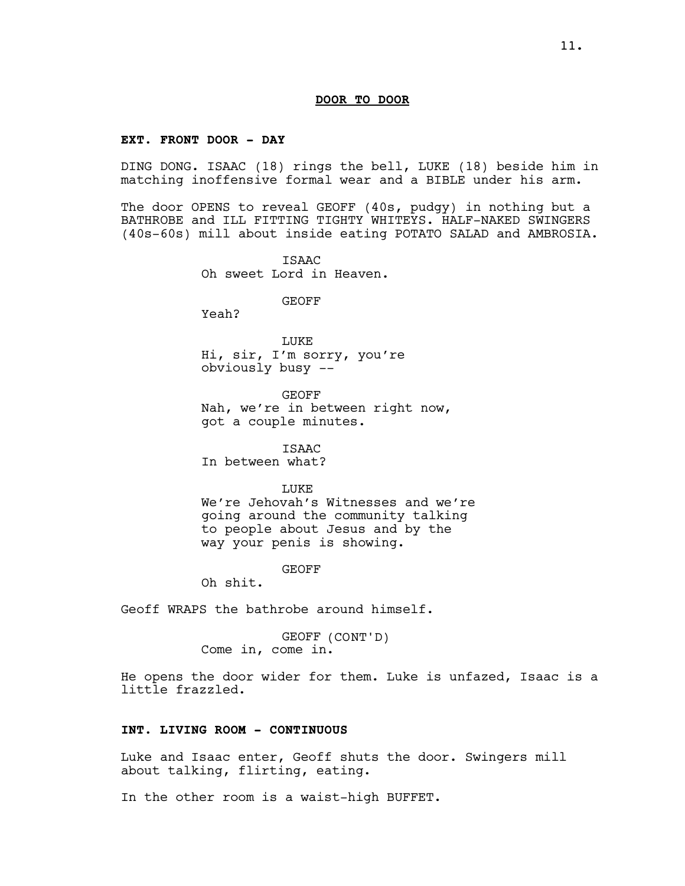## **DOOR TO DOOR**

**EXT. FRONT DOOR - DAY**

DING DONG. ISAAC (18) rings the bell, LUKE (18) beside him in matching inoffensive formal wear and a BIBLE under his arm.

The door OPENS to reveal GEOFF (40s, pudgy) in nothing but a BATHROBE and ILL FITTING TIGHTY WHITEYS. HALF-NAKED SWINGERS (40s-60s) mill about inside eating POTATO SALAD and AMBROSIA.

ISAAC
Oh sweet Lord in Heaven.

GEOFF
Yeah?

LUKE
Hi, sir, I'm sorry, you're obviously busy --

GEOFF
Nah, we're in between right now, got a couple minutes.

ISAAC
In between what?

LUKE
We're Jehovah's Witnesses and we're going around the community talking to people about Jesus and by the way your penis is showing.

GEOFF
Oh shit.

Geoff WRAPS the bathrobe around himself.

GEOFF (CONT'D)
Come in, come in.

He opens the door wider for them. Luke is unfazed, Isaac is a little frazzled.

**INT. LIVING ROOM - CONTINUOUS**

Luke and Isaac enter, Geoff shuts the door. Swingers mill about talking, flirting, eating.

In the other room is a waist-high BUFFET.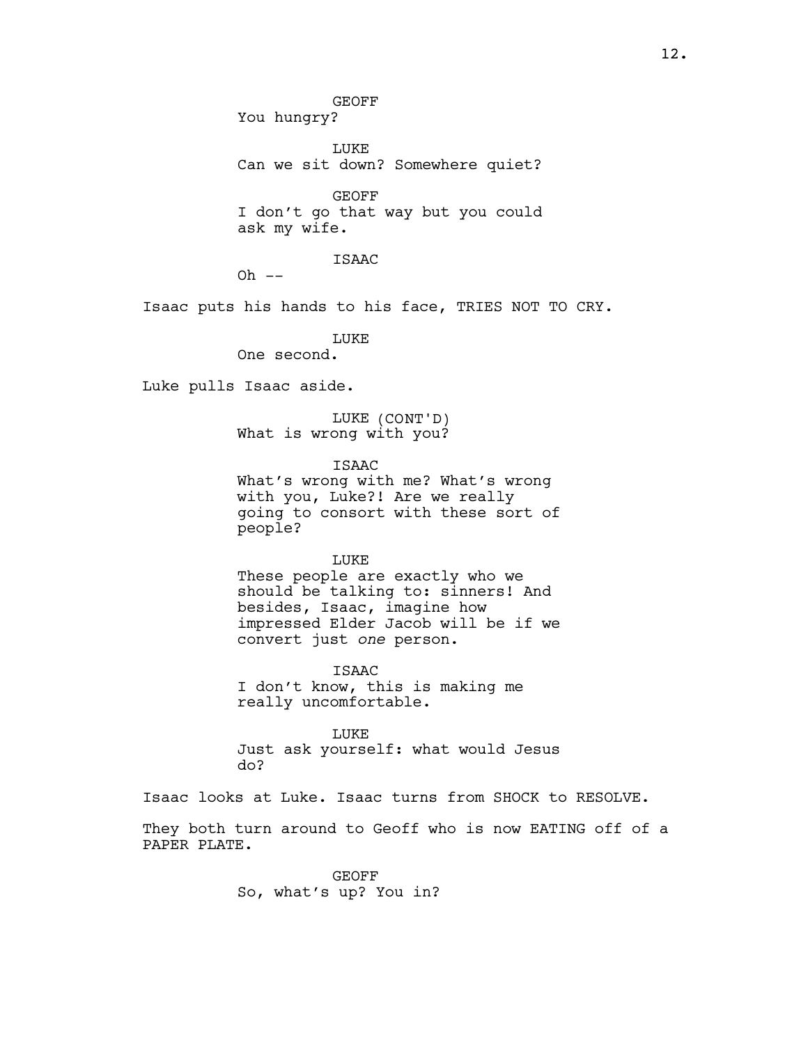GEOFF
You hungry?

LUKE
Can we sit down? Somewhere quiet?

GEOFF
I don't go that way but you could ask my wife.

ISAAC
Oh --

Isaac puts his hands to his face, TRIES NOT TO CRY.

LUKE
One second.

Luke pulls Isaac aside.

LUKE (CONT'D)
What is wrong with you?

ISAAC
What's wrong with me? What's wrong with you, Luke?! Are we really going to consort with these sort of people?

LUKE
These people are exactly who we should be talking to: sinners! And besides, Isaac, imagine how impressed Elder Jacob will be if we convert just *one* person.

ISAAC
I don't know, this is making me really uncomfortable.

LUKE
Just ask yourself: what would Jesus do?

Isaac looks at Luke. Isaac turns from SHOCK to RESOLVE.

They both turn around to Geoff who is now EATING off of a PAPER PLATE.

GEOFF
So, what's up? You in?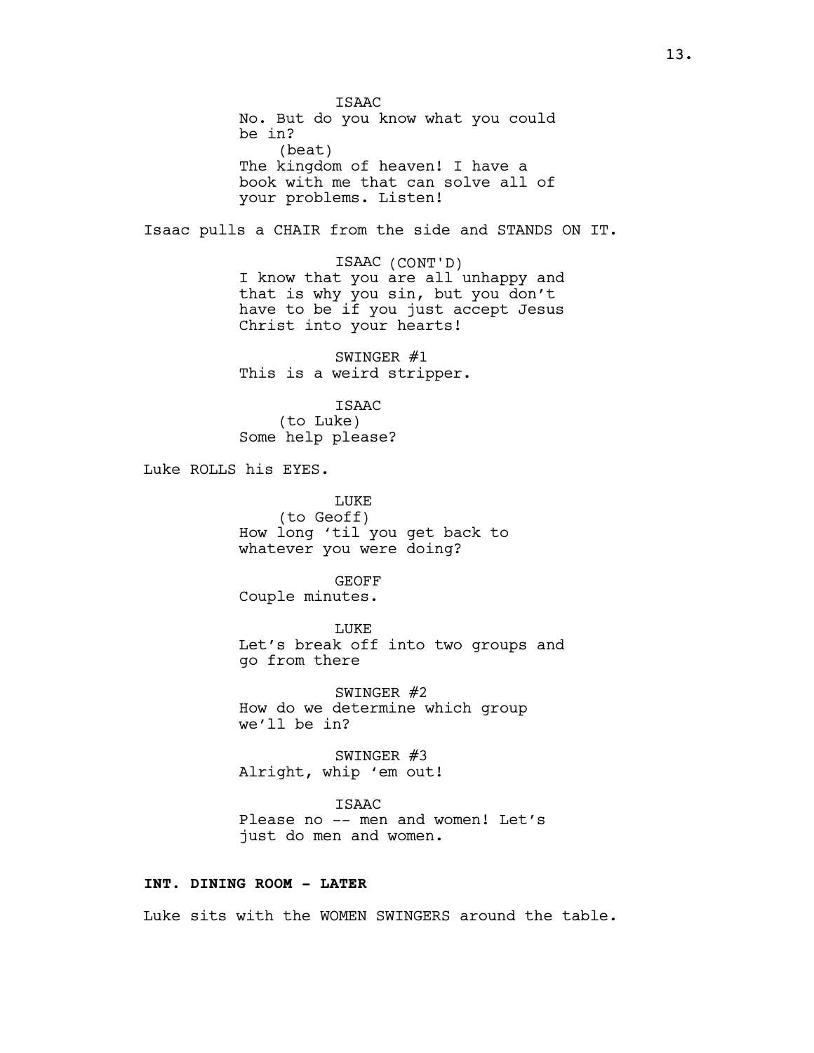ISAAC
No. But do you know what you could be in?
(beat)
The kingdom of heaven! I have a book with me that can solve all of your problems. Listen!

Isaac pulls a CHAIR from the side and STANDS ON IT.

ISAAC (CONT'D)
I know that you are all unhappy and that is why you sin, but you don't have to be if you just accept Jesus Christ into your hearts!

SWINGER #1
This is a weird stripper.

ISAAC
(to Luke)
Some help please?

Luke ROLLS his EYES.

LUKE
(to Geoff)
How long 'til you get back to whatever you were doing?

GEOFF
Couple minutes.

LUKE
Let's break off into two groups and go from there

SWINGER #2
How do we determine which group we'll be in?

SWINGER #3
Alright, whip 'em out!

ISAAC
Please no -- men and women! Let's just do men and women.

**INT. DINING ROOM - LATER**

Luke sits with the WOMEN SWINGERS around the table.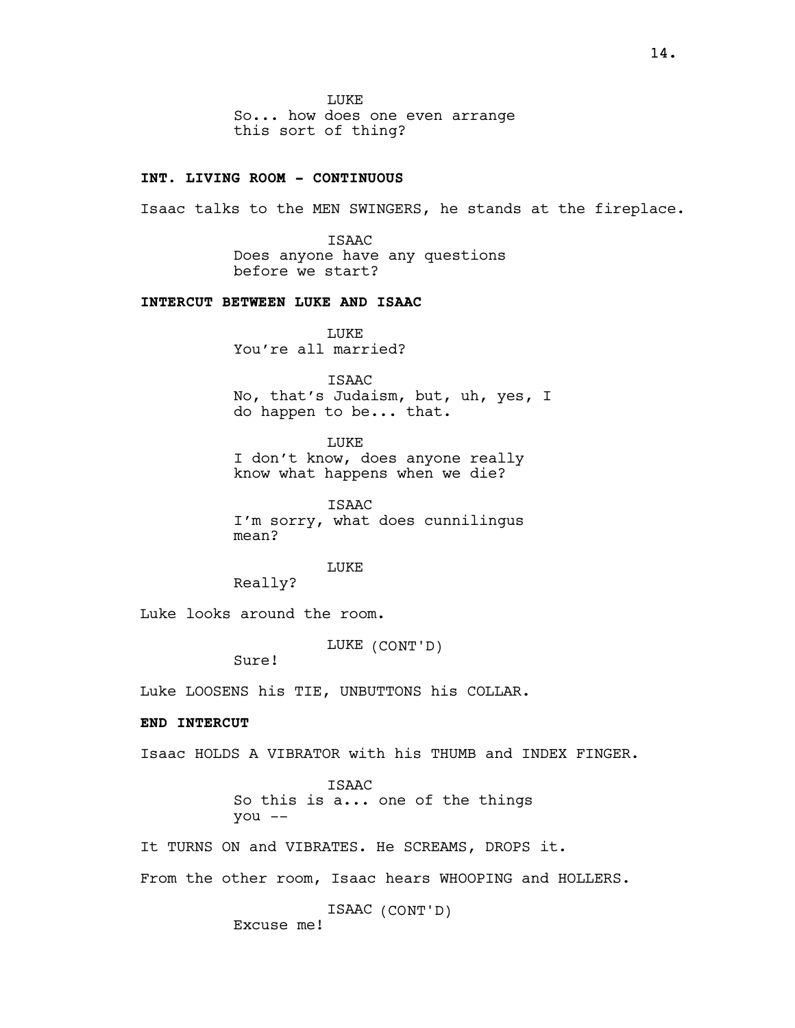LUKE
So... how does one even arrange this sort of thing?

**INT. LIVING ROOM - CONTINUOUS**

Isaac talks to the MEN SWINGERS, he stands at the fireplace.

ISAAC
Does anyone have any questions before we start?

**INTERCUT BETWEEN LUKE AND ISAAC**

LUKE
You're all married?

ISAAC
No, that's Judaism, but, uh, yes, I do happen to be... that.

LUKE
I don't know, does anyone really know what happens when we die?

ISAAC
I'm sorry, what does cunnilingus mean?

LUKE
Really?

Luke looks around the room.

LUKE (CONT'D)
Sure!

Luke LOOSENS his TIE, UNBUTTONS his COLLAR.

**END INTERCUT**

Isaac HOLDS A VIBRATOR with his THUMB and INDEX FINGER.

ISAAC
So this is a... one of the things you --

It TURNS ON and VIBRATES. He SCREAMS, DROPS it.

From the other room, Isaac hears WHOOPING and HOLLERS.

ISAAC (CONT'D)
Excuse me!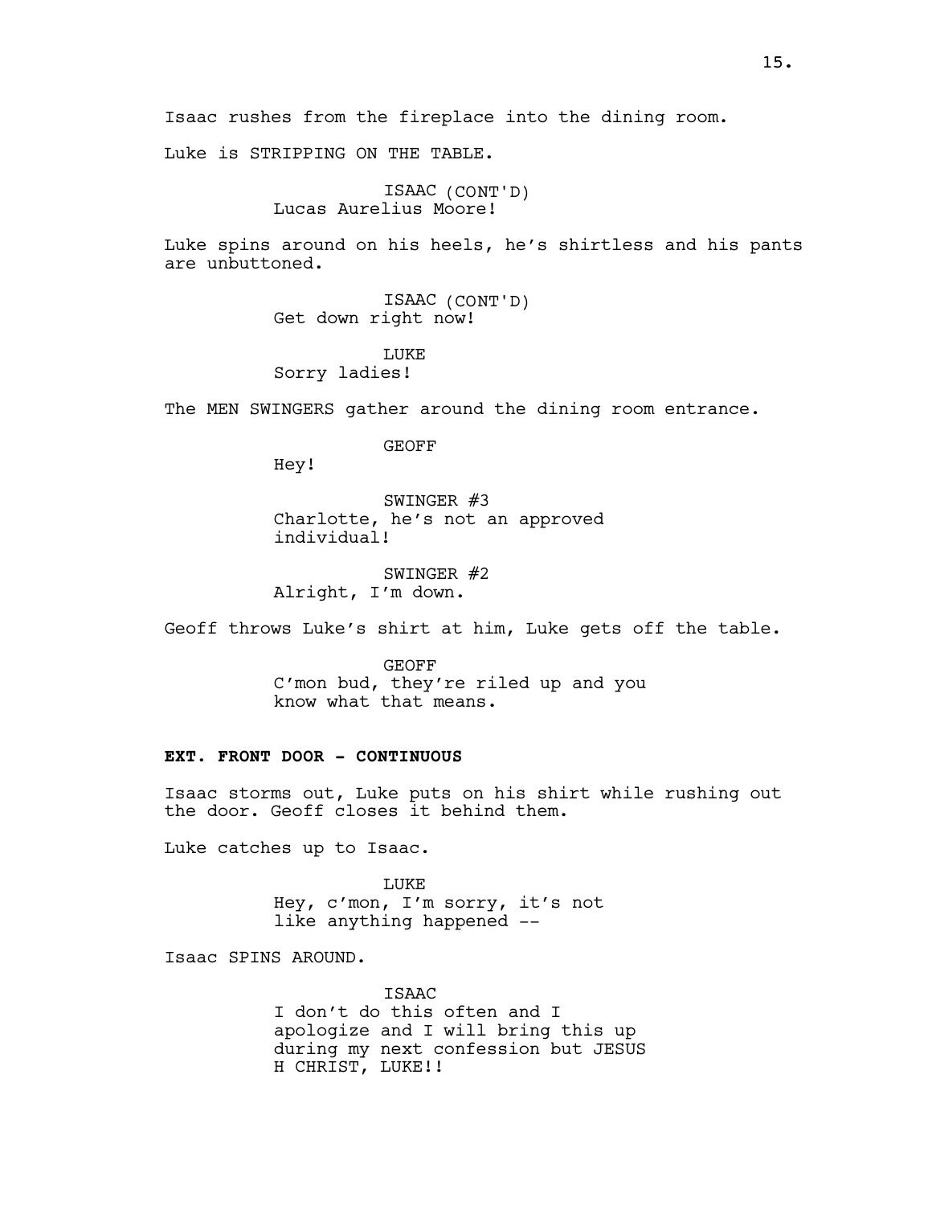Isaac rushes from the fireplace into the dining room.

Luke is STRIPPING ON THE TABLE.

ISAAC (CONT'D)
Lucas Aurelius Moore!

Luke spins around on his heels, he's shirtless and his pants are unbuttoned.

ISAAC (CONT'D)
Get down right now!

LUKE
Sorry ladies!

The MEN SWINGERS gather around the dining room entrance.

GEOFF
Hey!

SWINGER #3
Charlotte, he's not an approved individual!

SWINGER #2
Alright, I'm down.

Geoff throws Luke's shirt at him, Luke gets off the table.

GEOFF
C'mon bud, they're riled up and you know what that means.

**EXT. FRONT DOOR - CONTINUOUS**

Isaac storms out, Luke puts on his shirt while rushing out the door. Geoff closes it behind them.

Luke catches up to Isaac.

LUKE
Hey, c'mon, I'm sorry, it's not like anything happened --

Isaac SPINS AROUND.

ISAAC
I don't do this often and I apologize and I will bring this up during my next confession but JESUS H CHRIST, LUKE!!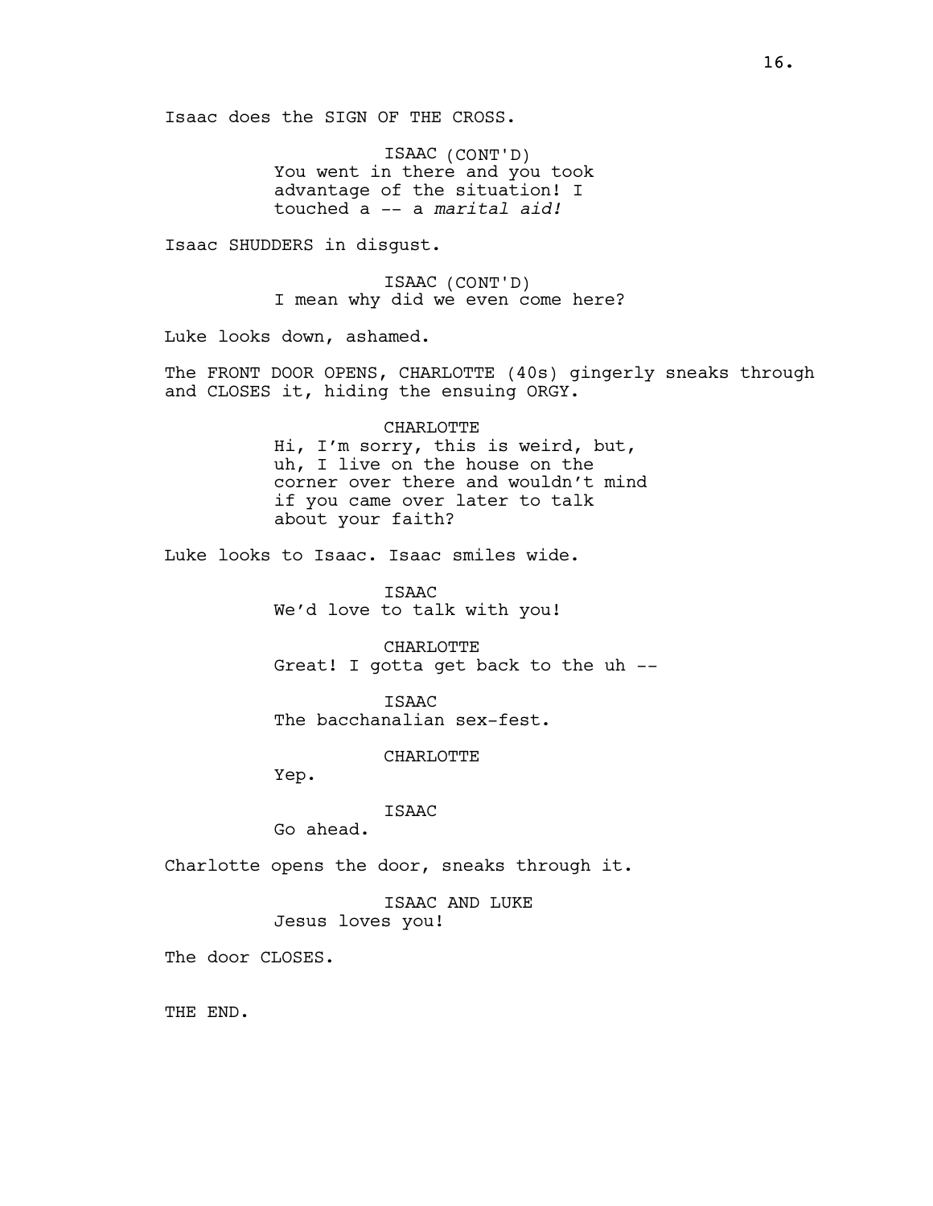Isaac does the SIGN OF THE CROSS.

ISAAC (CONT'D)
You went in there and you took advantage of the situation! I touched a -- a *marital aid!*

Isaac SHUDDERS in disgust.

ISAAC (CONT'D)
I mean why did we even come here?

Luke looks down, ashamed.

The FRONT DOOR OPENS, CHARLOTTE (40s) gingerly sneaks through and CLOSES it, hiding the ensuing ORGY.

CHARLOTTE
Hi, I'm sorry, this is weird, but, uh, I live on the house on the corner over there and wouldn't mind if you came over later to talk about your faith?

Luke looks to Isaac. Isaac smiles wide.

ISAAC
We'd love to talk with you!

CHARLOTTE
Great! I gotta get back to the uh --

ISAAC
The bacchanalian sex-fest.

CHARLOTTE
Yep.

ISAAC
Go ahead.

Charlotte opens the door, sneaks through it.

ISAAC AND LUKE
Jesus loves you!

The door CLOSES.

THE END.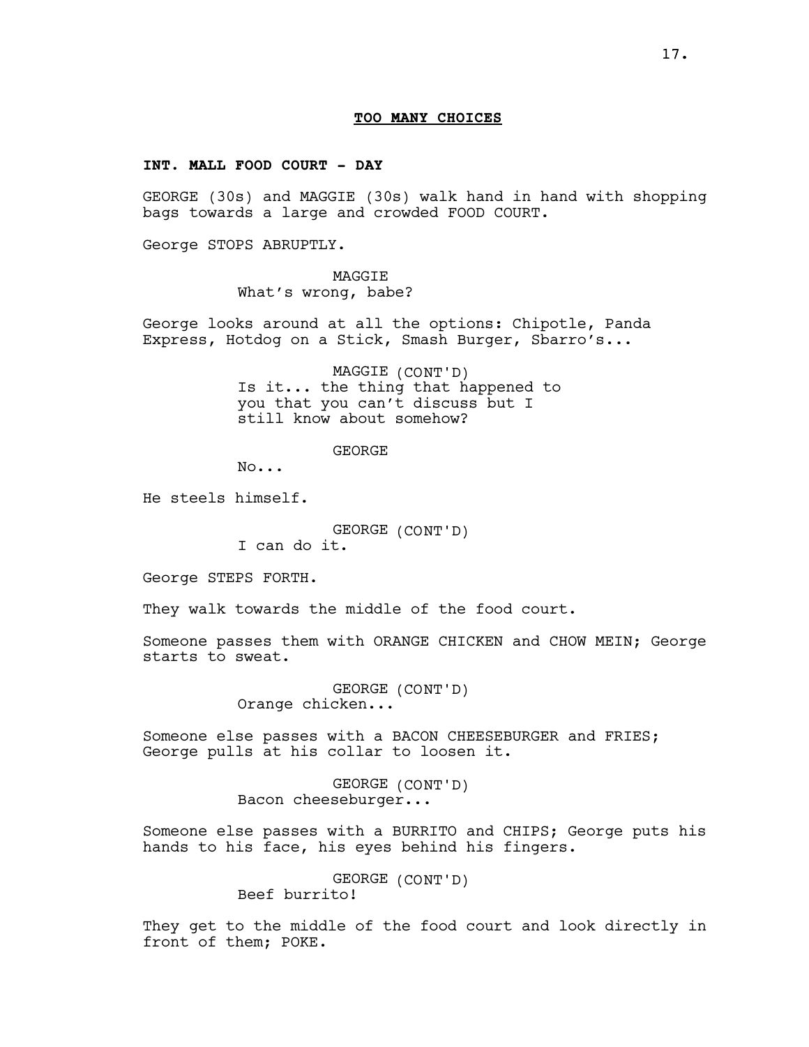**TOO MANY CHOICES**

**INT. MALL FOOD COURT - DAY**

GEORGE (30s) and MAGGIE (30s) walk hand in hand with shopping bags towards a large and crowded FOOD COURT.

George STOPS ABRUPTLY.

MAGGIE
What's wrong, babe?

George looks around at all the options: Chipotle, Panda Express, Hotdog on a Stick, Smash Burger, Sbarro's...

MAGGIE (CONT'D)
Is it... the thing that happened to you that you can't discuss but I still know about somehow?

GEORGE
No...

He steels himself.

GEORGE (CONT'D)
I can do it.

George STEPS FORTH.

They walk towards the middle of the food court.

Someone passes them with ORANGE CHICKEN and CHOW MEIN; George starts to sweat.

GEORGE (CONT'D)
Orange chicken...

Someone else passes with a BACON CHEESEBURGER and FRIES; George pulls at his collar to loosen it.

GEORGE (CONT'D)
Bacon cheeseburger...

Someone else passes with a BURRITO and CHIPS; George puts his hands to his face, his eyes behind his fingers.

GEORGE (CONT'D)
Beef burrito!

They get to the middle of the food court and look directly in front of them; POKE.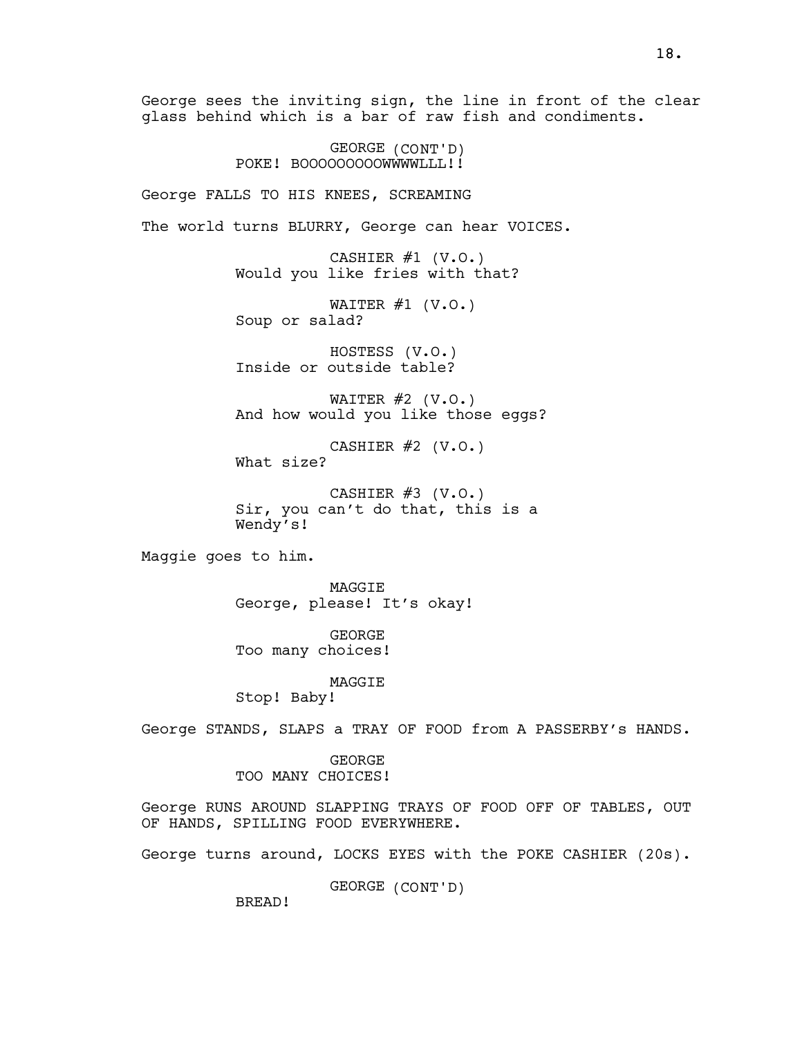George sees the inviting sign, the line in front of the clear glass behind which is a bar of raw fish and condiments.

GEORGE (CONT'D)
POKE! BOOOOOOOOOWWWWLLL!!

George FALLS TO HIS KNEES, SCREAMING

The world turns BLURRY, George can hear VOICES.

CASHIER #1 (V.O.)
Would you like fries with that?

WAITER #1 (V.O.)
Soup or salad?

HOSTESS (V.O.)
Inside or outside table?

WAITER #2 (V.O.)
And how would you like those eggs?

CASHIER #2 (V.O.)
What size?

CASHIER #3 (V.O.)
Sir, you can't do that, this is a Wendy's!

Maggie goes to him.

MAGGIE
George, please! It's okay!

GEORGE
Too many choices!

MAGGIE
Stop! Baby!

George STANDS, SLAPS a TRAY OF FOOD from A PASSERBY's HANDS.

GEORGE
TOO MANY CHOICES!

George RUNS AROUND SLAPPING TRAYS OF FOOD OFF OF TABLES, OUT OF HANDS, SPILLING FOOD EVERYWHERE.

George turns around, LOCKS EYES with the POKE CASHIER (20s).

GEORGE (CONT'D)
BREAD!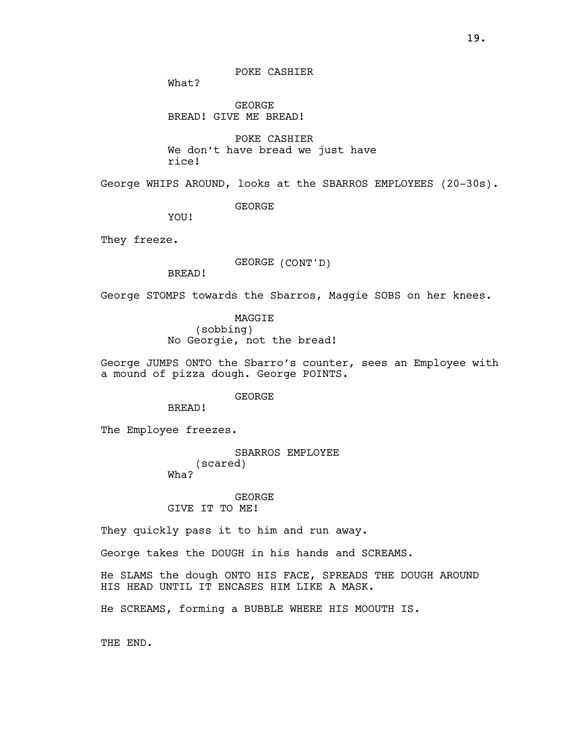POKE CASHIER

What?

GEORGE

BREAD! GIVE ME BREAD!

POKE CASHIER

We don't have bread we just have rice!

George WHIPS AROUND, looks at the SBARROS EMPLOYEES (20-30s).

GEORGE

YOU!

They freeze.

GEORGE (CONT'D)

BREAD!

George STOMPS towards the Sbarros, Maggie SOBS on her knees.

MAGGIE

(sobbing)

No Georgie, not the bread!

George JUMPS ONTO the Sbarro's counter, sees an Employee with a mound of pizza dough. George POINTS.

GEORGE

BREAD!

The Employee freezes.

SBARROS EMPLOYEE

(scared)

Wha?

GEORGE

GIVE IT TO ME!

They quickly pass it to him and run away.

George takes the DOUGH in his hands and SCREAMS.

He SLAMS the dough ONTO HIS FACE, SPREADS THE DOUGH AROUND HIS HEAD UNTIL IT ENCASES HIM LIKE A MASK.

He SCREAMS, forming a BUBBLE WHERE HIS MOOUTH IS.

THE END.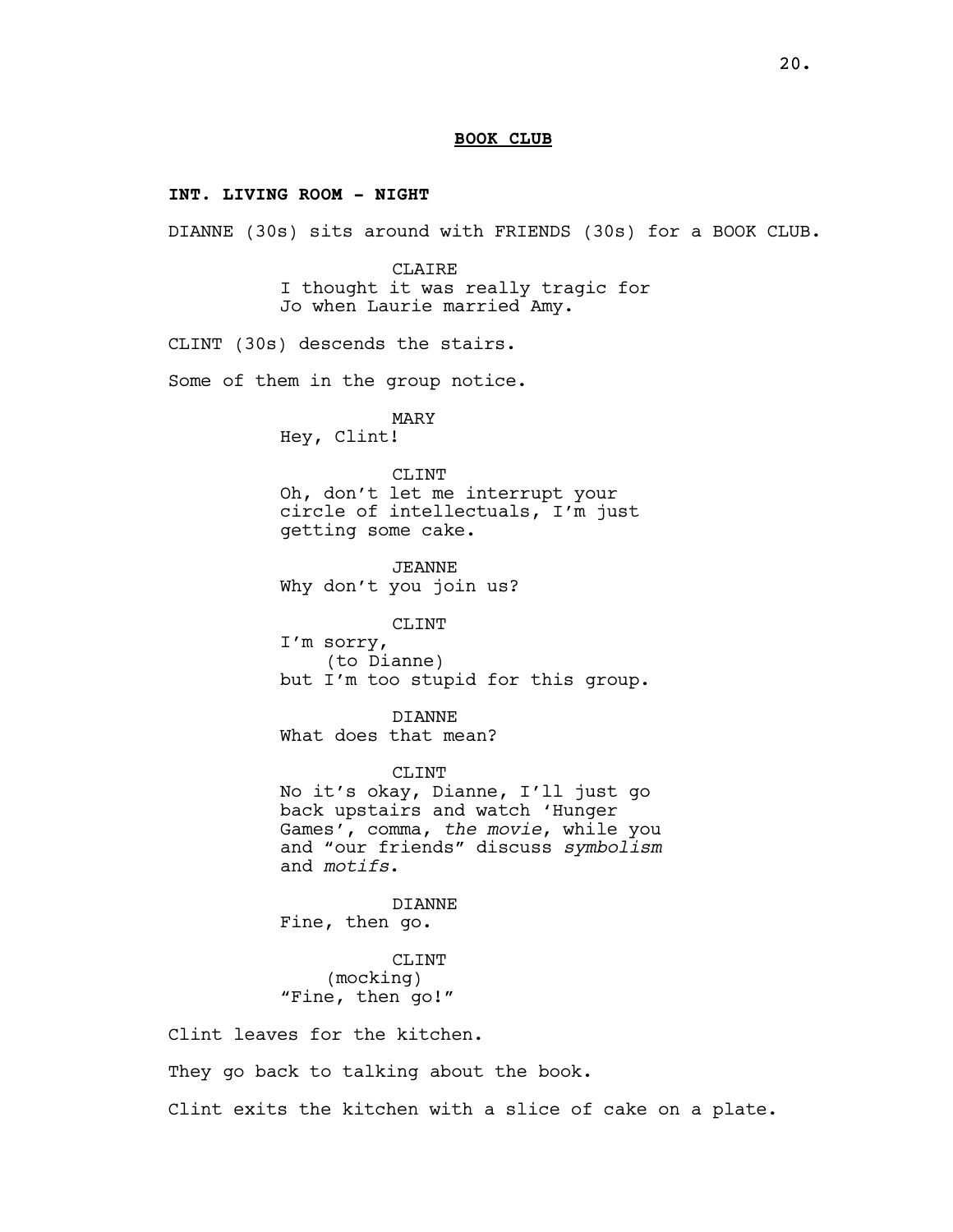**BOOK CLUB**

**INT. LIVING ROOM - NIGHT**

DIANNE (30s) sits around with FRIENDS (30s) for a BOOK CLUB.

CLAIRE
I thought it was really tragic for Jo when Laurie married Amy.

CLINT (30s) descends the stairs.

Some of them in the group notice.

MARY
Hey, Clint!

CLINT
Oh, don't let me interrupt your circle of intellectuals, I'm just getting some cake.

JEANNE
Why don't you join us?

CLINT
I'm sorry,
(to Dianne)
but I'm too stupid for this group.

DIANNE
What does that mean?

CLINT
No it's okay, Dianne, I'll just go back upstairs and watch 'Hunger Games', comma, *the movie*, while you and "our friends" discuss *symbolism* and *motifs*.

DIANNE
Fine, then go.

CLINT
(mocking)
"Fine, then go!"

Clint leaves for the kitchen.

They go back to talking about the book.

Clint exits the kitchen with a slice of cake on a plate.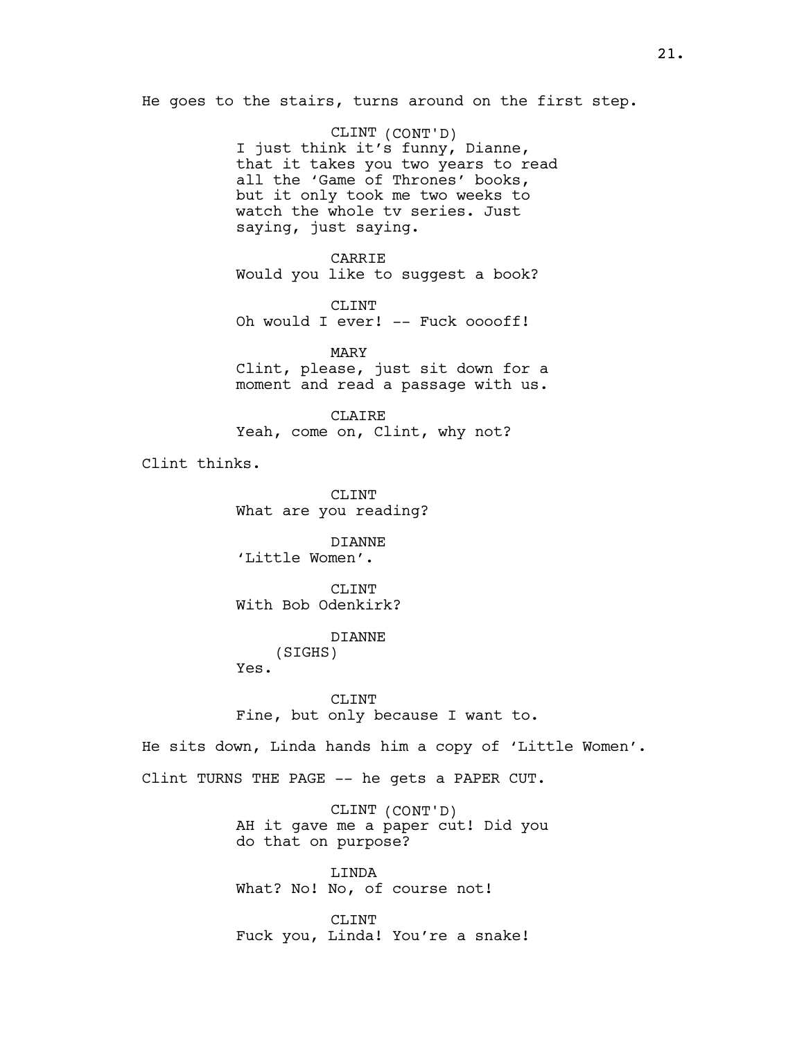He goes to the stairs, turns around on the first step.

CLINT (CONT'D)
I just think it's funny, Dianne, that it takes you two years to read all the 'Game of Thrones' books, but it only took me two weeks to watch the whole tv series. Just saying, just saying.

CARRIE
Would you like to suggest a book?

CLINT
Oh would I ever! -- Fuck ooooff!

MARY
Clint, please, just sit down for a moment and read a passage with us.

CLAIRE
Yeah, come on, Clint, why not?

Clint thinks.

CLINT
What are you reading?

DIANNE
'Little Women'.

CLINT
With Bob Odenkirk?

DIANNE
(SIGHS)
Yes.

CLINT
Fine, but only because I want to.

He sits down, Linda hands him a copy of 'Little Women'.

Clint TURNS THE PAGE -- he gets a PAPER CUT.

CLINT (CONT'D)
AH it gave me a paper cut! Did you do that on purpose?

LINDA
What? No! No, of course not!

CLINT
Fuck you, Linda! You're a snake!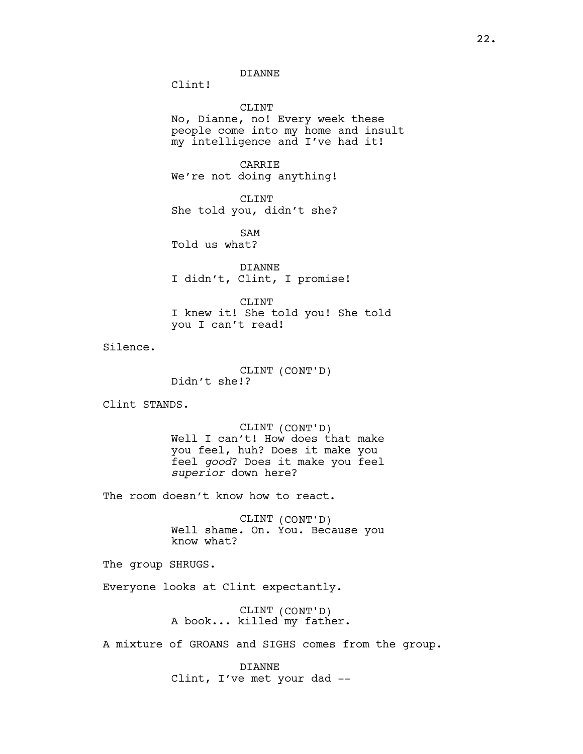DIANNE
Clint!

CLINT
No, Dianne, no! Every week these people come into my home and insult my intelligence and I've had it!

CARRIE
We're not doing anything!

CLINT
She told you, didn't she?

SAM
Told us what?

DIANNE
I didn't, Clint, I promise!

CLINT
I knew it! She told you! She told you I can't read!

Silence.

CLINT (CONT'D)
Didn't she!?

Clint STANDS.

CLINT (CONT'D)
Well I can't! How does that make you feel, huh? Does it make you feel *good*? Does it make you feel *superior* down here?

The room doesn't know how to react.

CLINT (CONT'D)
Well shame. On. You. Because you know what?

The group SHRUGS.

Everyone looks at Clint expectantly.

CLINT (CONT'D)
A book... killed my father.

A mixture of GROANS and SIGHS comes from the group.

DIANNE
Clint, I've met your dad --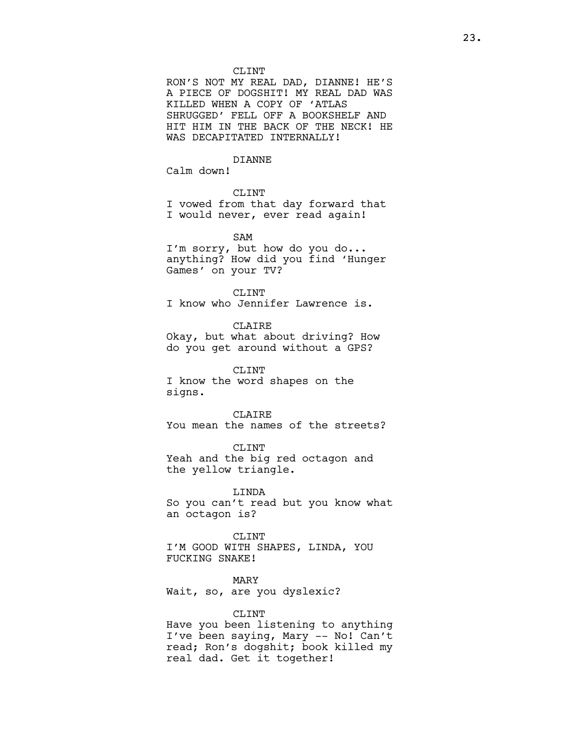CLINT
RON'S NOT MY REAL DAD, DIANNE! HE'S A PIECE OF DOGSHIT! MY REAL DAD WAS KILLED WHEN A COPY OF 'ATLAS SHRUGGED' FELL OFF A BOOKSHELF AND HIT HIM IN THE BACK OF THE NECK! HE WAS DECAPITATED INTERNALLY!

DIANNE
Calm down!

CLINT
I vowed from that day forward that I would never, ever read again!

SAM
I'm sorry, but how do you do... anything? How did you find 'Hunger Games' on your TV?

CLINT
I know who Jennifer Lawrence is.

CLAIRE
Okay, but what about driving? How do you get around without a GPS?

CLINT
I know the word shapes on the signs.

CLAIRE
You mean the names of the streets?

CLINT
Yeah and the big red octagon and the yellow triangle.

LINDA
So you can't read but you know what an octagon is?

CLINT
I'M GOOD WITH SHAPES, LINDA, YOU FUCKING SNAKE!

MARY
Wait, so, are you dyslexic?

CLINT
Have you been listening to anything I've been saying, Mary -- No! Can't read; Ron's dogshit; book killed my real dad. Get it together!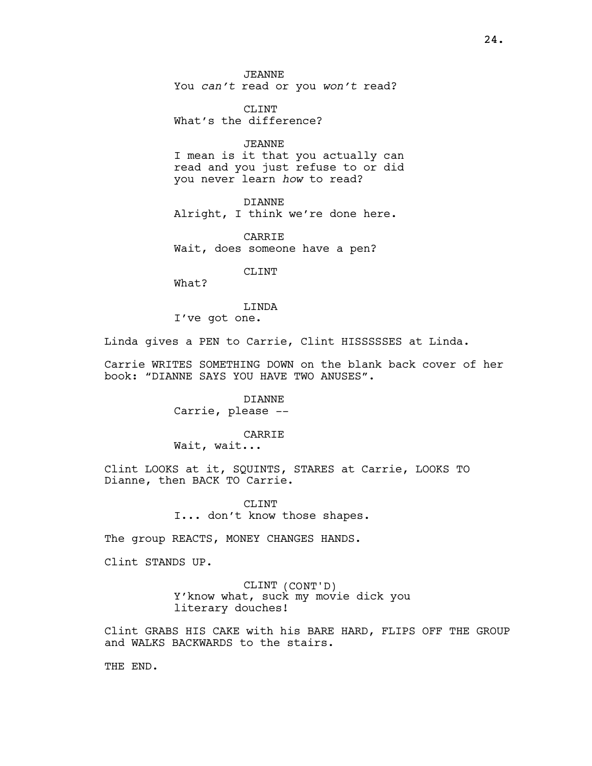JEANNE
You *can't* read or you *won't* read?

CLINT
What's the difference?

JEANNE
I mean is it that you actually can read and you just refuse to or did you never learn *how* to read?

DIANNE
Alright, I think we're done here.

CARRIE
Wait, does someone have a pen?

CLINT
What?

LINDA
I've got one.

Linda gives a PEN to Carrie, Clint HISSSSSES at Linda.

Carrie WRITES SOMETHING DOWN on the blank back cover of her book: "DIANNE SAYS YOU HAVE TWO ANUSES".

DIANNE
Carrie, please --

CARRIE
Wait, wait...

Clint LOOKS at it, SQUINTS, STARES at Carrie, LOOKS TO Dianne, then BACK TO Carrie.

CLINT
I... don't know those shapes.

The group REACTS, MONEY CHANGES HANDS.

Clint STANDS UP.

CLINT (CONT'D)
Y'know what, suck my movie dick you literary douches!

Clint GRABS HIS CAKE with his BARE HARD, FLIPS OFF THE GROUP and WALKS BACKWARDS to the stairs.

THE END.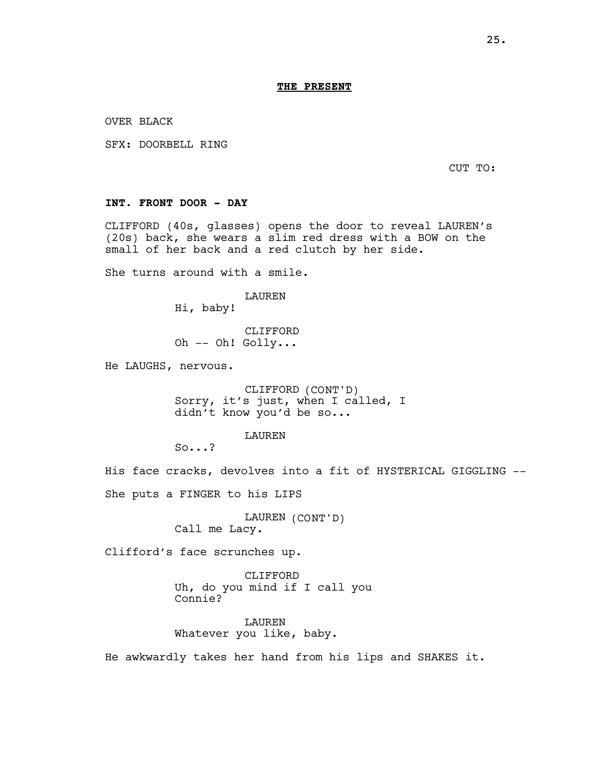**THE PRESENT**

OVER BLACK

SFX: DOORBELL RING

CUT TO:

**INT. FRONT DOOR - DAY**

CLIFFORD (40s, glasses) opens the door to reveal LAUREN's (20s) back, she wears a slim red dress with a BOW on the small of her back and a red clutch by her side.

She turns around with a smile.

LAUREN
Hi, baby!

CLIFFORD
Oh -- Oh! Golly...

He LAUGHS, nervous.

CLIFFORD (CONT'D)
Sorry, it's just, when I called, I didn't know you'd be so...

LAUREN
So...?

His face cracks, devolves into a fit of HYSTERICAL GIGGLING --

She puts a FINGER to his LIPS

LAUREN (CONT'D)
Call me Lacy.

Clifford's face scrunches up.

CLIFFORD
Uh, do you mind if I call you Connie?

LAUREN
Whatever you like, baby.

He awkwardly takes her hand from his lips and SHAKES it.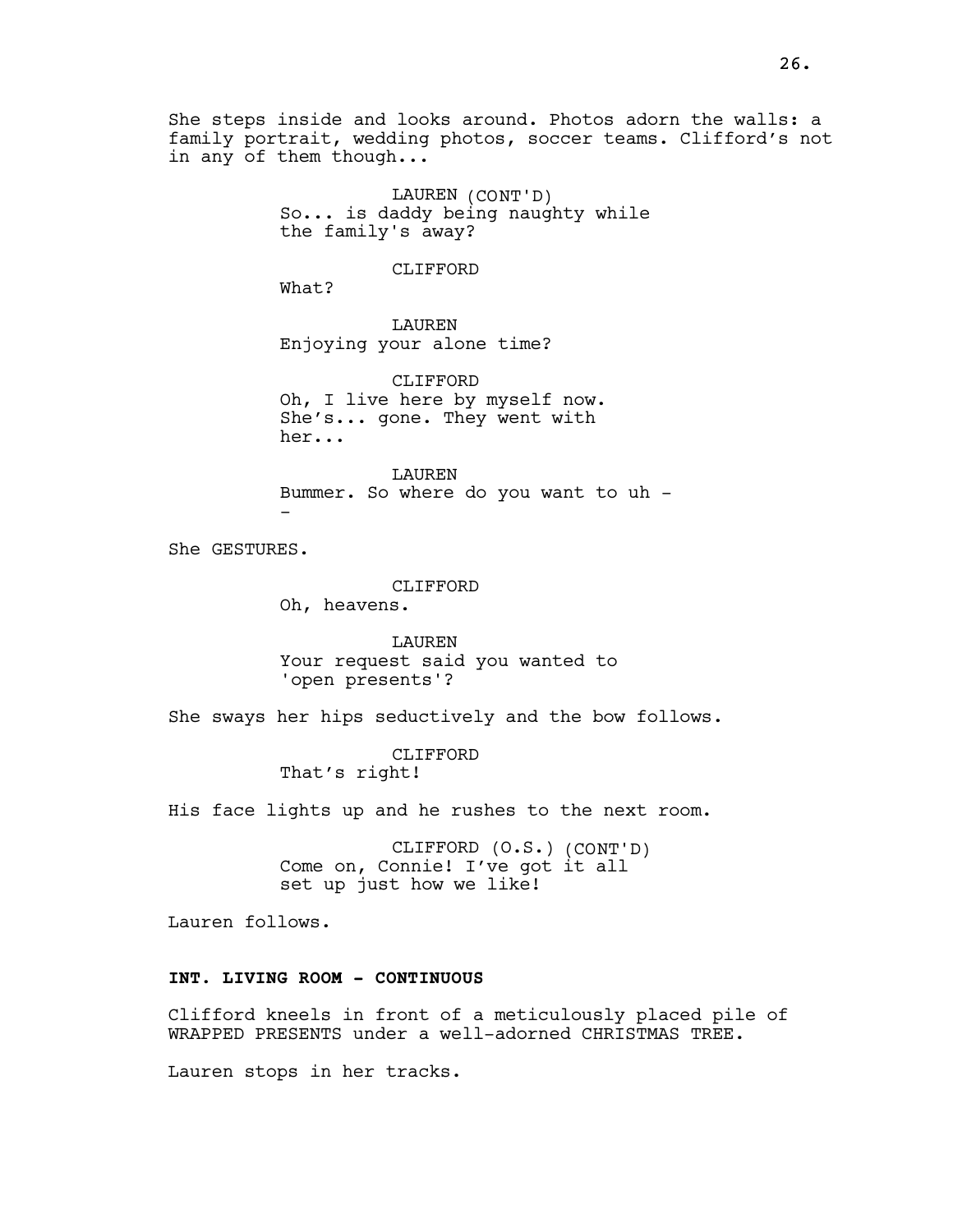She steps inside and looks around. Photos adorn the walls: a family portrait, wedding photos, soccer teams. Clifford's not in any of them though...

LAUREN (CONT'D)
So... is daddy being naughty while the family's away?

CLIFFORD
What?

LAUREN
Enjoying your alone time?

CLIFFORD
Oh, I live here by myself now. She's... gone. They went with her...

LAUREN
Bummer. So where do you want to uh --

She GESTURES.

CLIFFORD
Oh, heavens.

LAUREN
Your request said you wanted to 'open presents'?

She sways her hips seductively and the bow follows.

CLIFFORD
That's right!

His face lights up and he rushes to the next room.

CLIFFORD (O.S.) (CONT'D)
Come on, Connie! I've got it all set up just how we like!

Lauren follows.

**INT. LIVING ROOM - CONTINUOUS**

Clifford kneels in front of a meticulously placed pile of WRAPPED PRESENTS under a well-adorned CHRISTMAS TREE.

Lauren stops in her tracks.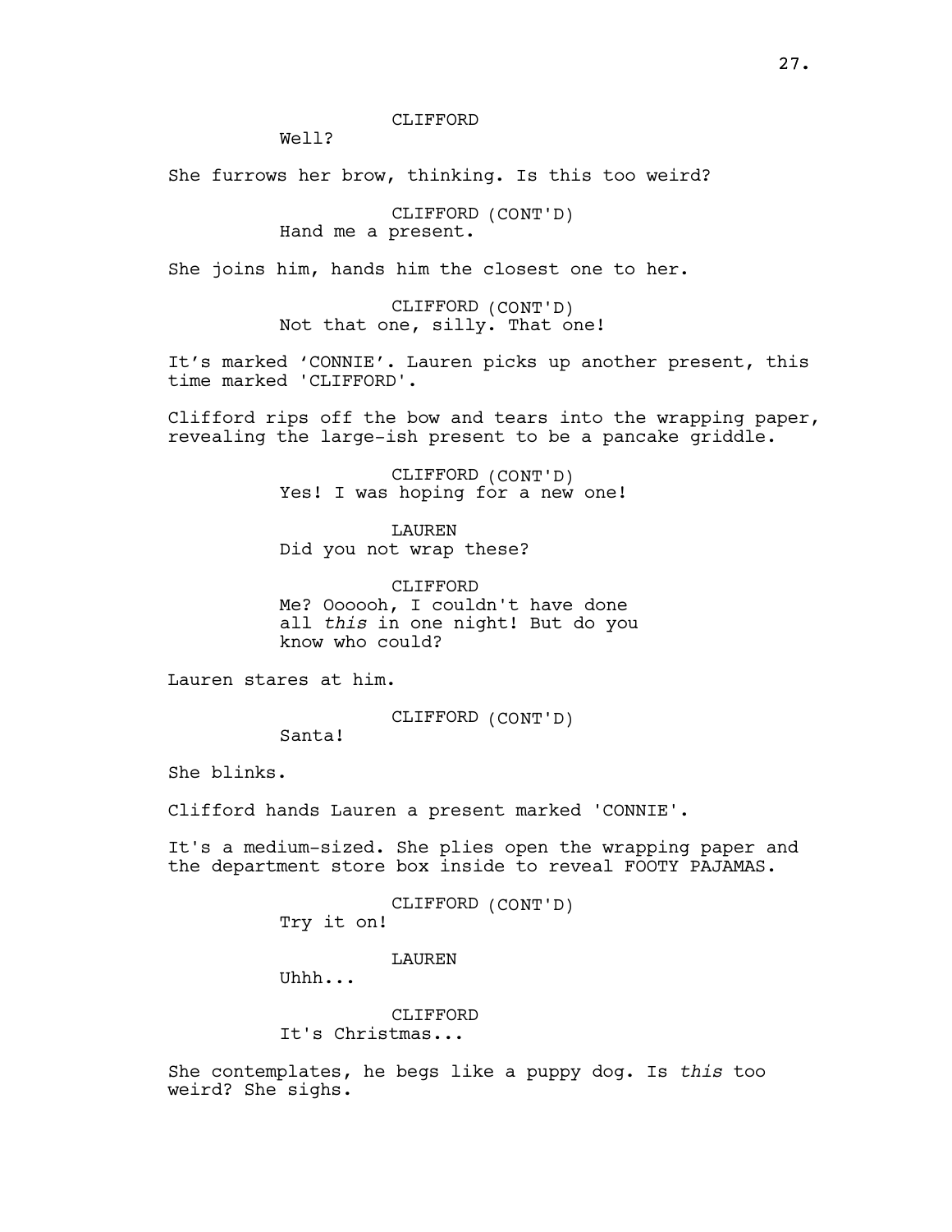CLIFFORD
Well?

She furrows her brow, thinking. Is this too weird?

CLIFFORD (CONT'D)
Hand me a present.

She joins him, hands him the closest one to her.

CLIFFORD (CONT'D)
Not that one, silly. That one!

It's marked 'CONNIE'. Lauren picks up another present, this time marked 'CLIFFORD'.

Clifford rips off the bow and tears into the wrapping paper, revealing the large-ish present to be a pancake griddle.

CLIFFORD (CONT'D)
Yes! I was hoping for a new one!

LAUREN
Did you not wrap these?

CLIFFORD
Me? Oooooh, I couldn't have done all *this* in one night! But do you know who could?

Lauren stares at him.

CLIFFORD (CONT'D)
Santa!

She blinks.

Clifford hands Lauren a present marked 'CONNIE'.

It's a medium-sized. She plies open the wrapping paper and the department store box inside to reveal FOOTY PAJAMAS.

CLIFFORD (CONT'D)
Try it on!

LAUREN
Uhhh...

CLIFFORD
It's Christmas...

She contemplates, he begs like a puppy dog. Is *this* too weird? She sighs.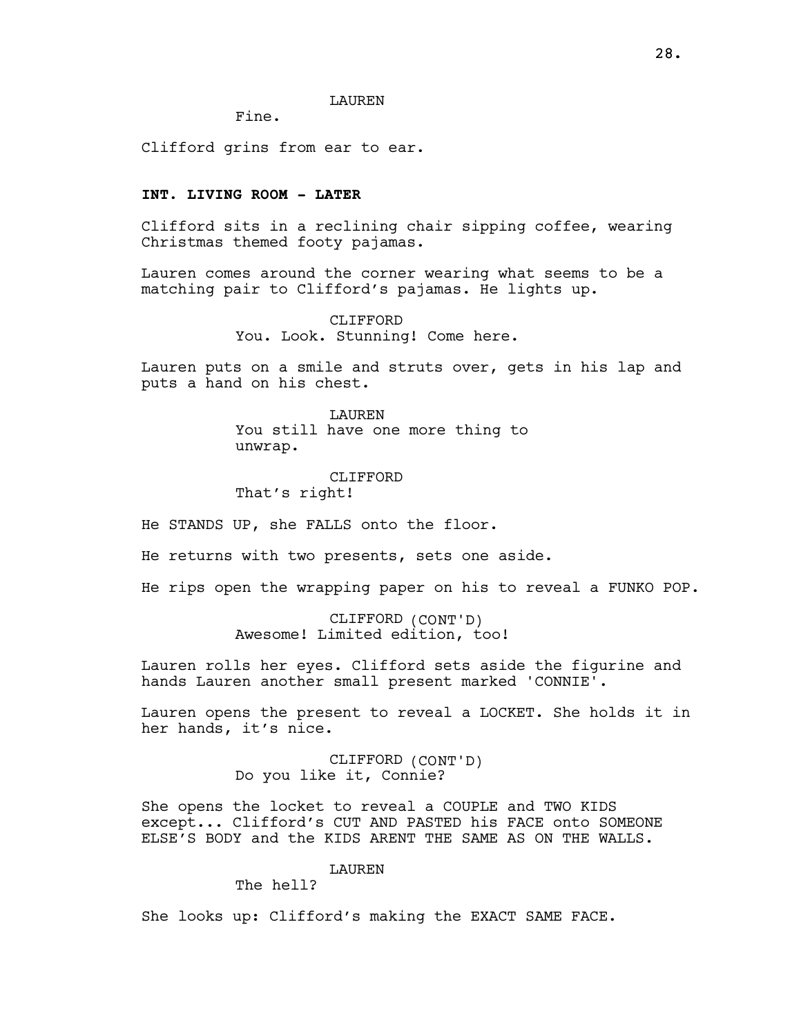LAUREN

Fine.

Clifford grins from ear to ear.

**INT. LIVING ROOM - LATER**

Clifford sits in a reclining chair sipping coffee, wearing Christmas themed footy pajamas.

Lauren comes around the corner wearing what seems to be a matching pair to Clifford's pajamas. He lights up.

CLIFFORD

You. Look. Stunning! Come here.

Lauren puts on a smile and struts over, gets in his lap and puts a hand on his chest.

LAUREN

You still have one more thing to unwrap.

CLIFFORD

That's right!

He STANDS UP, she FALLS onto the floor.

He returns with two presents, sets one aside.

He rips open the wrapping paper on his to reveal a FUNKO POP.

CLIFFORD (CONT'D)

Awesome! Limited edition, too!

Lauren rolls her eyes. Clifford sets aside the figurine and hands Lauren another small present marked 'CONNIE'.

Lauren opens the present to reveal a LOCKET. She holds it in her hands, it's nice.

CLIFFORD (CONT'D)

Do you like it, Connie?

She opens the locket to reveal a COUPLE and TWO KIDS except... Clifford's CUT AND PASTED his FACE onto SOMEONE ELSE'S BODY and the KIDS ARENT THE SAME AS ON THE WALLS.

LAUREN

The hell?

She looks up: Clifford's making the EXACT SAME FACE.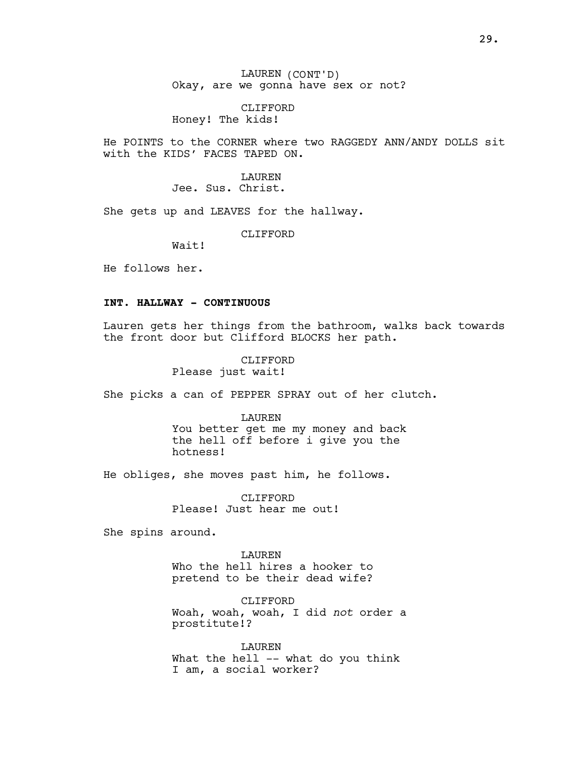LAUREN (CONT'D)
Okay, are we gonna have sex or not?

CLIFFORD
Honey! The kids!

He POINTS to the CORNER where two RAGGEDY ANN/ANDY DOLLS sit with the KIDS' FACES TAPED ON.

LAUREN
Jee. Sus. Christ.

She gets up and LEAVES for the hallway.

CLIFFORD
Wait!

He follows her.

**INT. HALLWAY - CONTINUOUS**

Lauren gets her things from the bathroom, walks back towards the front door but Clifford BLOCKS her path.

CLIFFORD
Please just wait!

She picks a can of PEPPER SPRAY out of her clutch.

LAUREN
You better get me my money and back the hell off before i give you the hotness!

He obliges, she moves past him, he follows.

CLIFFORD
Please! Just hear me out!

She spins around.

LAUREN
Who the hell hires a hooker to pretend to be their dead wife?

CLIFFORD
Woah, woah, woah, I did *not* order a prostitute!?

LAUREN
What the hell -- what do you think I am, a social worker?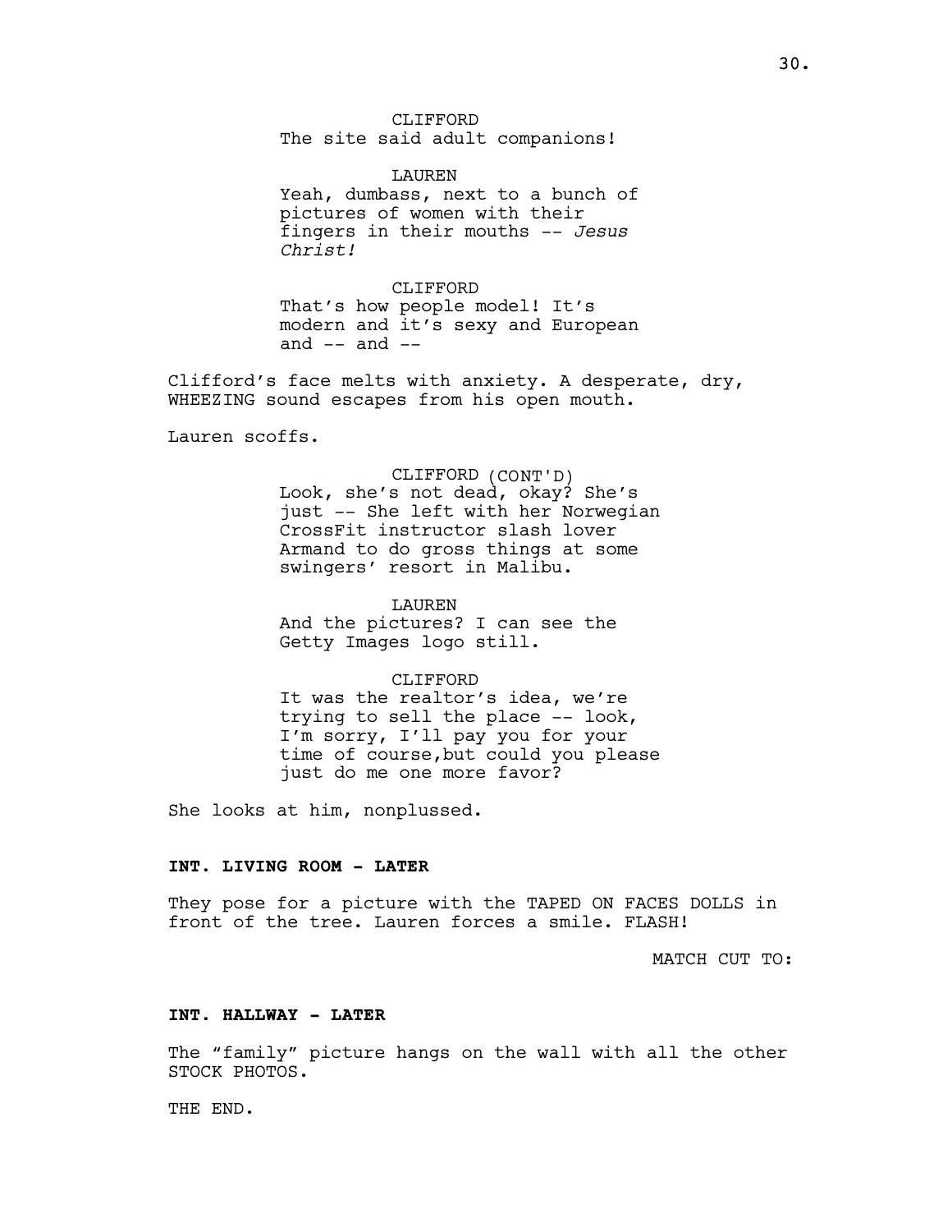CLIFFORD
The site said adult companions!

LAUREN
Yeah, dumbass, next to a bunch of pictures of women with their fingers in their mouths -- *Jesus Christ!*

CLIFFORD
That's how people model! It's modern and it's sexy and European and -- and --

Clifford's face melts with anxiety. A desperate, dry, WHEEZING sound escapes from his open mouth.

Lauren scoffs.

CLIFFORD (CONT'D)
Look, she's not dead, okay? She's just -- She left with her Norwegian CrossFit instructor slash lover Armand to do gross things at some swingers' resort in Malibu.

LAUREN
And the pictures? I can see the Getty Images logo still.

CLIFFORD
It was the realtor's idea, we're trying to sell the place -- look, I'm sorry, I'll pay you for your time of course,but could you please just do me one more favor?

She looks at him, nonplussed.

**INT. LIVING ROOM - LATER**

They pose for a picture with the TAPED ON FACES DOLLS in front of the tree. Lauren forces a smile. FLASH!

MATCH CUT TO:

**INT. HALLWAY - LATER**

The "family" picture hangs on the wall with all the other STOCK PHOTOS.

THE END.